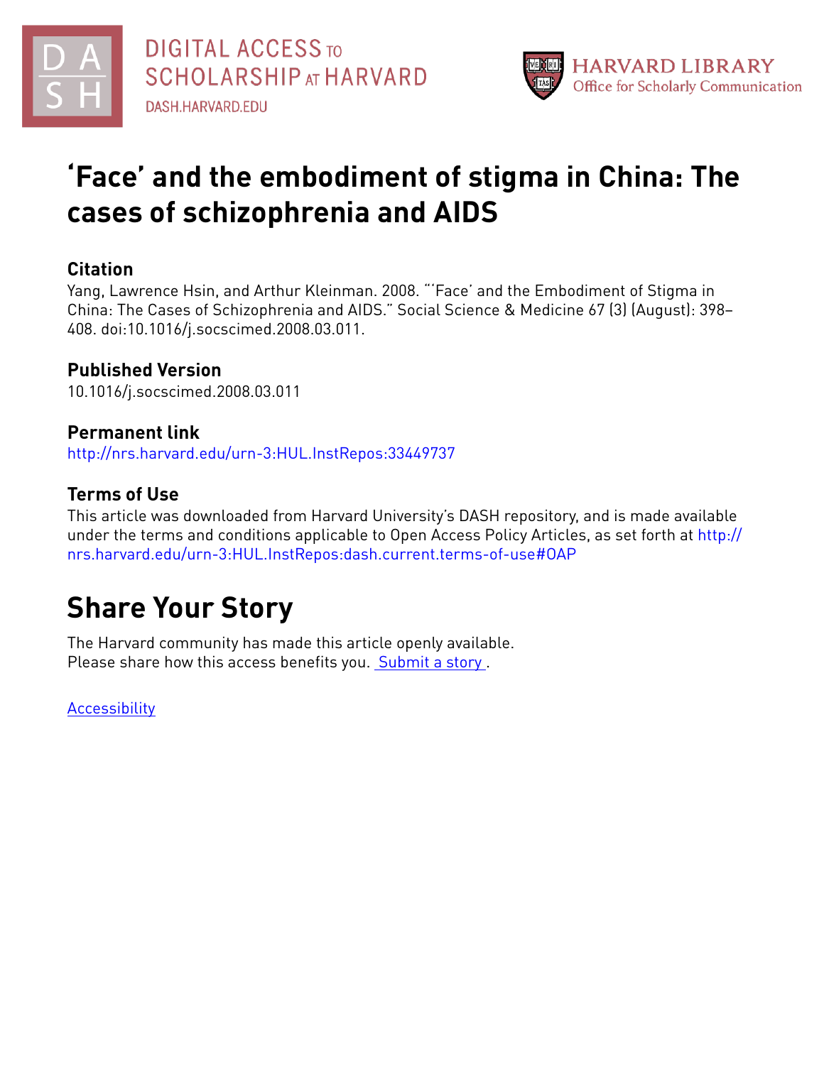# 'Face' and the embodiment of stigma in China: The cases of schizophrenia and AIDS

## Citation

Yang, Lawrence Hsin, and Arthur Kleinman. 2008. "'Face' and the Embodiment of Stigma in China: The Cases of Schizophrenia and AIDS." Social Science & Medicine 67 (3) (August): 398–408. doi:10.1016/j.socscimed.2008.03.011.

## Published Version

10.1016/j.socscimed.2008.03.011

## Permanent link

http://nrs.harvard.edu/urn-3:HUL.InstRepos:33449737

## Terms of Use

This article was downloaded from Harvard University's DASH repository, and is made available under the terms and conditions applicable to Open Access Policy Articles, as set forth at http://nrs.harvard.edu/urn-3:HUL.InstRepos:dash.current.terms-of-use#OAP

# Share Your Story

The Harvard community has made this article openly available.
Please share how this access benefits you. Submit a story .

Accessibility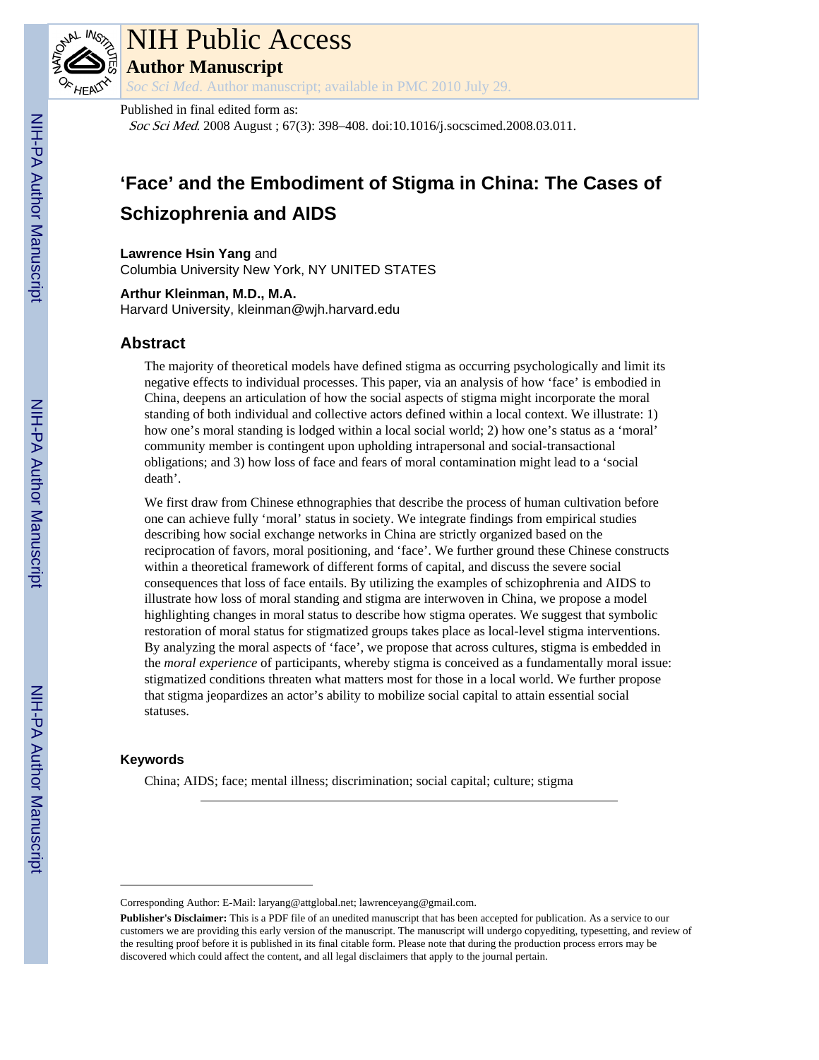# NIH Public Access

## Author Manuscript

*Soc Sci Med.* Author manuscript; available in PMC 2010 July 29.

Published in final edited form as:

*Soc Sci Med*. 2008 August ; 67(3): 398–408. doi:10.1016/j.socscimed.2008.03.011.

# ‘Face’ and the Embodiment of Stigma in China: The Cases of Schizophrenia and AIDS

**Lawrence Hsin Yang** and
Columbia University New York, NY UNITED STATES

**Arthur Kleinman, M.D., M.A.**
Harvard University, kleinman@wjh.harvard.edu

## Abstract

The majority of theoretical models have defined stigma as occurring psychologically and limit its negative effects to individual processes. This paper, via an analysis of how ‘face’ is embodied in China, deepens an articulation of how the social aspects of stigma might incorporate the moral standing of both individual and collective actors defined within a local context. We illustrate: 1) how one’s moral standing is lodged within a local social world; 2) how one’s status as a ‘moral’ community member is contingent upon upholding intrapersonal and social-transactional obligations; and 3) how loss of face and fears of moral contamination might lead to a ‘social death’.

We first draw from Chinese ethnographies that describe the process of human cultivation before one can achieve fully ‘moral’ status in society. We integrate findings from empirical studies describing how social exchange networks in China are strictly organized based on the reciprocation of favors, moral positioning, and ‘face’. We further ground these Chinese constructs within a theoretical framework of different forms of capital, and discuss the severe social consequences that loss of face entails. By utilizing the examples of schizophrenia and AIDS to illustrate how loss of moral standing and stigma are interwoven in China, we propose a model highlighting changes in moral status to describe how stigma operates. We suggest that symbolic restoration of moral status for stigmatized groups takes place as local-level stigma interventions. By analyzing the moral aspects of ‘face’, we propose that across cultures, stigma is embedded in the *moral experience* of participants, whereby stigma is conceived as a fundamentally moral issue: stigmatized conditions threaten what matters most for those in a local world. We further propose that stigma jeopardizes an actor’s ability to mobilize social capital to attain essential social statuses.

### Keywords

China; AIDS; face; mental illness; discrimination; social capital; culture; stigma

---

Corresponding Author: E-Mail: laryang@attglobal.net; lawrenceyang@gmail.com.

**Publisher's Disclaimer:** This is a PDF file of an unedited manuscript that has been accepted for publication. As a service to our customers we are providing this early version of the manuscript. The manuscript will undergo copyediting, typesetting, and review of the resulting proof before it is published in its final citable form. Please note that during the production process errors may be discovered which could affect the content, and all legal disclaimers that apply to the journal pertain.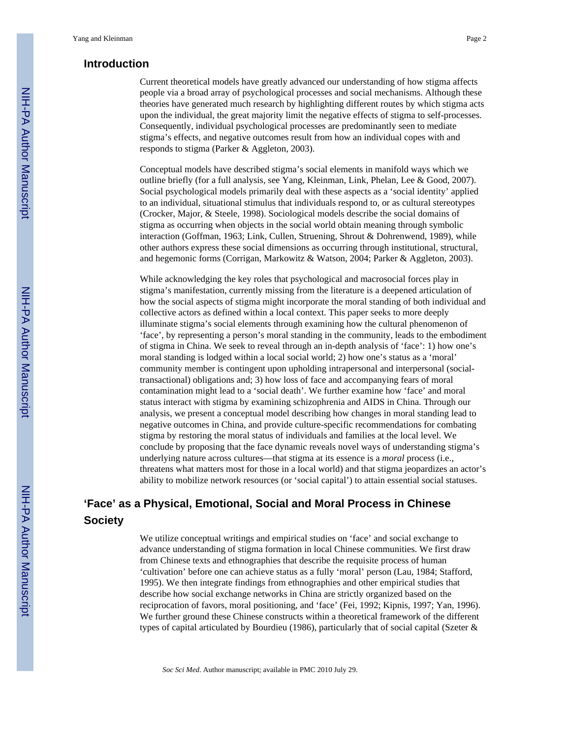## Introduction

Current theoretical models have greatly advanced our understanding of how stigma affects people via a broad array of psychological processes and social mechanisms. Although these theories have generated much research by highlighting different routes by which stigma acts upon the individual, the great majority limit the negative effects of stigma to self-processes. Consequently, individual psychological processes are predominantly seen to mediate stigma's effects, and negative outcomes result from how an individual copes with and responds to stigma (Parker & Aggleton, 2003).

Conceptual models have described stigma's social elements in manifold ways which we outline briefly (for a full analysis, see Yang, Kleinman, Link, Phelan, Lee & Good, 2007). Social psychological models primarily deal with these aspects as a 'social identity' applied to an individual, situational stimulus that individuals respond to, or as cultural stereotypes (Crocker, Major, & Steele, 1998). Sociological models describe the social domains of stigma as occurring when objects in the social world obtain meaning through symbolic interaction (Goffman, 1963; Link, Cullen, Struening, Shrout & Dohrenwend, 1989), while other authors express these social dimensions as occurring through institutional, structural, and hegemonic forms (Corrigan, Markowitz & Watson, 2004; Parker & Aggleton, 2003).

While acknowledging the key roles that psychological and macrosocial forces play in stigma's manifestation, currently missing from the literature is a deepened articulation of how the social aspects of stigma might incorporate the moral standing of both individual and collective actors as defined within a local context. This paper seeks to more deeply illuminate stigma's social elements through examining how the cultural phenomenon of 'face', by representing a person's moral standing in the community, leads to the embodiment of stigma in China. We seek to reveal through an in-depth analysis of 'face': 1) how one's moral standing is lodged within a local social world; 2) how one's status as a 'moral' community member is contingent upon upholding intrapersonal and interpersonal (social-transactional) obligations and; 3) how loss of face and accompanying fears of moral contamination might lead to a 'social death'. We further examine how 'face' and moral status interact with stigma by examining schizophrenia and AIDS in China. Through our analysis, we present a conceptual model describing how changes in moral standing lead to negative outcomes in China, and provide culture-specific recommendations for combating stigma by restoring the moral status of individuals and families at the local level. We conclude by proposing that the face dynamic reveals novel ways of understanding stigma's underlying nature across cultures—that stigma at its essence is a *moral* process (i.e., threatens what matters most for those in a local world) and that stigma jeopardizes an actor's ability to mobilize network resources (or 'social capital') to attain essential social statuses.

## 'Face' as a Physical, Emotional, Social and Moral Process in Chinese Society

We utilize conceptual writings and empirical studies on 'face' and social exchange to advance understanding of stigma formation in local Chinese communities. We first draw from Chinese texts and ethnographies that describe the requisite process of human 'cultivation' before one can achieve status as a fully 'moral' person (Lau, 1984; Stafford, 1995). We then integrate findings from ethnographies and other empirical studies that describe how social exchange networks in China are strictly organized based on the reciprocation of favors, moral positioning, and 'face' (Fei, 1992; Kipnis, 1997; Yan, 1996). We further ground these Chinese constructs within a theoretical framework of the different types of capital articulated by Bourdieu (1986), particularly that of social capital (Szeter &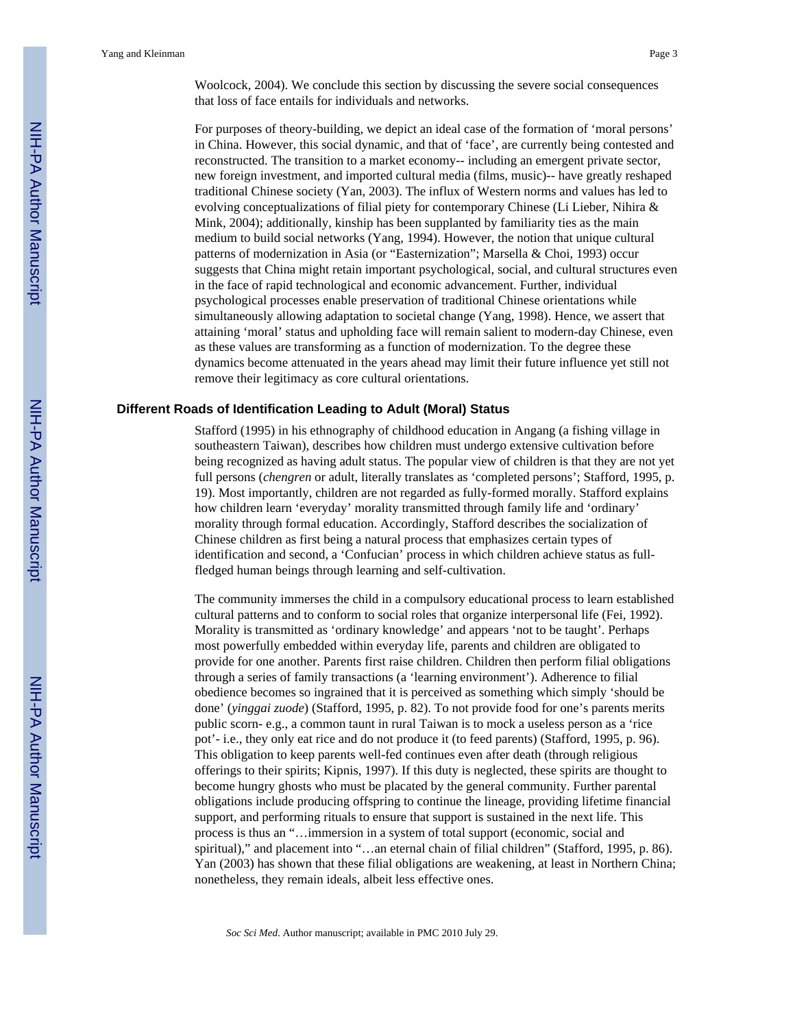Woolcock, 2004). We conclude this section by discussing the severe social consequences that loss of face entails for individuals and networks.

For purposes of theory-building, we depict an ideal case of the formation of 'moral persons' in China. However, this social dynamic, and that of 'face', are currently being contested and reconstructed. The transition to a market economy-- including an emergent private sector, new foreign investment, and imported cultural media (films, music)-- have greatly reshaped traditional Chinese society (Yan, 2003). The influx of Western norms and values has led to evolving conceptualizations of filial piety for contemporary Chinese (Li Lieber, Nihira & Mink, 2004); additionally, kinship has been supplanted by familiarity ties as the main medium to build social networks (Yang, 1994). However, the notion that unique cultural patterns of modernization in Asia (or "Easternization"; Marsella & Choi, 1993) occur suggests that China might retain important psychological, social, and cultural structures even in the face of rapid technological and economic advancement. Further, individual psychological processes enable preservation of traditional Chinese orientations while simultaneously allowing adaptation to societal change (Yang, 1998). Hence, we assert that attaining 'moral' status and upholding face will remain salient to modern-day Chinese, even as these values are transforming as a function of modernization. To the degree these dynamics become attenuated in the years ahead may limit their future influence yet still not remove their legitimacy as core cultural orientations.

## Different Roads of Identification Leading to Adult (Moral) Status

Stafford (1995) in his ethnography of childhood education in Angang (a fishing village in southeastern Taiwan), describes how children must undergo extensive cultivation before being recognized as having adult status. The popular view of children is that they are not yet full persons (*chengren* or adult, literally translates as 'completed persons'; Stafford, 1995, p. 19). Most importantly, children are not regarded as fully-formed morally. Stafford explains how children learn 'everyday' morality transmitted through family life and 'ordinary' morality through formal education. Accordingly, Stafford describes the socialization of Chinese children as first being a natural process that emphasizes certain types of identification and second, a 'Confucian' process in which children achieve status as full-fledged human beings through learning and self-cultivation.

The community immerses the child in a compulsory educational process to learn established cultural patterns and to conform to social roles that organize interpersonal life (Fei, 1992). Morality is transmitted as 'ordinary knowledge' and appears 'not to be taught'. Perhaps most powerfully embedded within everyday life, parents and children are obligated to provide for one another. Parents first raise children. Children then perform filial obligations through a series of family transactions (a 'learning environment'). Adherence to filial obedience becomes so ingrained that it is perceived as something which simply 'should be done' (*yinggai zuode*) (Stafford, 1995, p. 82). To not provide food for one's parents merits public scorn- e.g., a common taunt in rural Taiwan is to mock a useless person as a 'rice pot'- i.e., they only eat rice and do not produce it (to feed parents) (Stafford, 1995, p. 96). This obligation to keep parents well-fed continues even after death (through religious offerings to their spirits; Kipnis, 1997). If this duty is neglected, these spirits are thought to become hungry ghosts who must be placated by the general community. Further parental obligations include producing offspring to continue the lineage, providing lifetime financial support, and performing rituals to ensure that support is sustained in the next life. This process is thus an "…immersion in a system of total support (economic, social and spiritual)," and placement into "…an eternal chain of filial children" (Stafford, 1995, p. 86). Yan (2003) has shown that these filial obligations are weakening, at least in Northern China; nonetheless, they remain ideals, albeit less effective ones.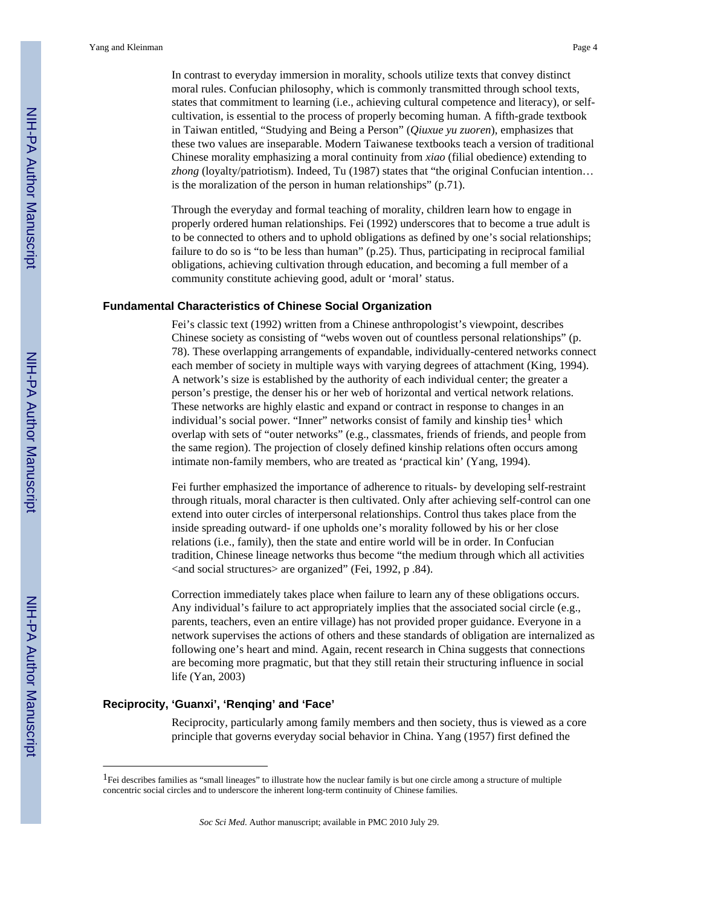In contrast to everyday immersion in morality, schools utilize texts that convey distinct moral rules. Confucian philosophy, which is commonly transmitted through school texts, states that commitment to learning (i.e., achieving cultural competence and literacy), or self-cultivation, is essential to the process of properly becoming human. A fifth-grade textbook in Taiwan entitled, "Studying and Being a Person" (*Qiuxue yu zuoren*), emphasizes that these two values are inseparable. Modern Taiwanese textbooks teach a version of traditional Chinese morality emphasizing a moral continuity from *xiao* (filial obedience) extending to *zhong* (loyalty/patriotism). Indeed, Tu (1987) states that "the original Confucian intention… is the moralization of the person in human relationships" (p.71).

Through the everyday and formal teaching of morality, children learn how to engage in properly ordered human relationships. Fei (1992) underscores that to become a true adult is to be connected to others and to uphold obligations as defined by one's social relationships; failure to do so is "to be less than human" (p.25). Thus, participating in reciprocal familial obligations, achieving cultivation through education, and becoming a full member of a community constitute achieving good, adult or 'moral' status.

## Fundamental Characteristics of Chinese Social Organization

Fei's classic text (1992) written from a Chinese anthropologist's viewpoint, describes Chinese society as consisting of "webs woven out of countless personal relationships" (p. 78). These overlapping arrangements of expandable, individually-centered networks connect each member of society in multiple ways with varying degrees of attachment (King, 1994). A network's size is established by the authority of each individual center; the greater a person's prestige, the denser his or her web of horizontal and vertical network relations. These networks are highly elastic and expand or contract in response to changes in an individual's social power. "Inner" networks consist of family and kinship ties[1] which overlap with sets of "outer networks" (e.g., classmates, friends of friends, and people from the same region). The projection of closely defined kinship relations often occurs among intimate non-family members, who are treated as 'practical kin' (Yang, 1994).

Fei further emphasized the importance of adherence to rituals- by developing self-restraint through rituals, moral character is then cultivated. Only after achieving self-control can one extend into outer circles of interpersonal relationships. Control thus takes place from the inside spreading outward- if one upholds one's morality followed by his or her close relations (i.e., family), then the state and entire world will be in order. In Confucian tradition, Chinese lineage networks thus become "the medium through which all activities <and social structures> are organized" (Fei, 1992, p .84).

Correction immediately takes place when failure to learn any of these obligations occurs. Any individual's failure to act appropriately implies that the associated social circle (e.g., parents, teachers, even an entire village) has not provided proper guidance. Everyone in a network supervises the actions of others and these standards of obligation are internalized as following one's heart and mind. Again, recent research in China suggests that connections are becoming more pragmatic, but that they still retain their structuring influence in social life (Yan, 2003)

## Reciprocity, 'Guanxi', 'Renqing' and 'Face'

Reciprocity, particularly among family members and then society, thus is viewed as a core principle that governs everyday social behavior in China. Yang (1957) first defined the

---

[1] Fei describes families as "small lineages" to illustrate how the nuclear family is but one circle among a structure of multiple concentric social circles and to underscore the inherent long-term continuity of Chinese families.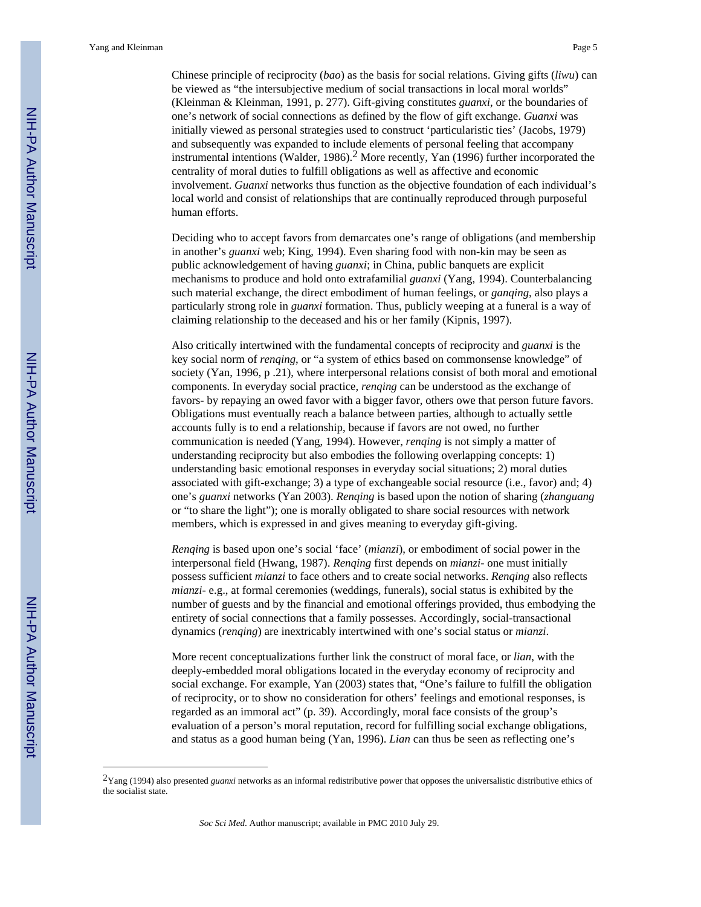Chinese principle of reciprocity (*bao*) as the basis for social relations. Giving gifts (*liwu*) can be viewed as "the intersubjective medium of social transactions in local moral worlds" (Kleinman & Kleinman, 1991, p. 277). Gift-giving constitutes *guanxi*, or the boundaries of one's network of social connections as defined by the flow of gift exchange. *Guanxi* was initially viewed as personal strategies used to construct 'particularistic ties' (Jacobs, 1979) and subsequently was expanded to include elements of personal feeling that accompany instrumental intentions (Walder, 1986).[2] More recently, Yan (1996) further incorporated the centrality of moral duties to fulfill obligations as well as affective and economic involvement. *Guanxi* networks thus function as the objective foundation of each individual's local world and consist of relationships that are continually reproduced through purposeful human efforts.

Deciding who to accept favors from demarcates one's range of obligations (and membership in another's *guanxi* web; King, 1994). Even sharing food with non-kin may be seen as public acknowledgement of having *guanxi*; in China, public banquets are explicit mechanisms to produce and hold onto extrafamilial *guanxi* (Yang, 1994). Counterbalancing such material exchange, the direct embodiment of human feelings, or *ganqing*, also plays a particularly strong role in *guanxi* formation. Thus, publicly weeping at a funeral is a way of claiming relationship to the deceased and his or her family (Kipnis, 1997).

Also critically intertwined with the fundamental concepts of reciprocity and *guanxi* is the key social norm of *renqing*, or "a system of ethics based on commonsense knowledge" of society (Yan, 1996, p .21), where interpersonal relations consist of both moral and emotional components. In everyday social practice, *renqing* can be understood as the exchange of favors- by repaying an owed favor with a bigger favor, others owe that person future favors. Obligations must eventually reach a balance between parties, although to actually settle accounts fully is to end a relationship, because if favors are not owed, no further communication is needed (Yang, 1994). However, *renqing* is not simply a matter of understanding reciprocity but also embodies the following overlapping concepts: 1) understanding basic emotional responses in everyday social situations; 2) moral duties associated with gift-exchange; 3) a type of exchangeable social resource (i.e., favor) and; 4) one's *guanxi* networks (Yan 2003). *Renqing* is based upon the notion of sharing (*zhanguang* or "to share the light"); one is morally obligated to share social resources with network members, which is expressed in and gives meaning to everyday gift-giving.

*Renqing* is based upon one's social 'face' (*mianzi*), or embodiment of social power in the interpersonal field (Hwang, 1987). *Renqing* first depends on *mianzi*- one must initially possess sufficient *mianzi* to face others and to create social networks. *Renqing* also reflects *mianzi*- e.g., at formal ceremonies (weddings, funerals), social status is exhibited by the number of guests and by the financial and emotional offerings provided, thus embodying the entirety of social connections that a family possesses. Accordingly, social-transactional dynamics (*renqing*) are inextricably intertwined with one's social status or *mianzi*.

More recent conceptualizations further link the construct of moral face, or *lian*, with the deeply-embedded moral obligations located in the everyday economy of reciprocity and social exchange. For example, Yan (2003) states that, "One's failure to fulfill the obligation of reciprocity, or to show no consideration for others' feelings and emotional responses, is regarded as an immoral act" (p. 39). Accordingly, moral face consists of the group's evaluation of a person's moral reputation, record for fulfilling social exchange obligations, and status as a good human being (Yan, 1996). *Lian* can thus be seen as reflecting one's

---

[2]Yang (1994) also presented *guanxi* networks as an informal redistributive power that opposes the universalistic distributive ethics of the socialist state.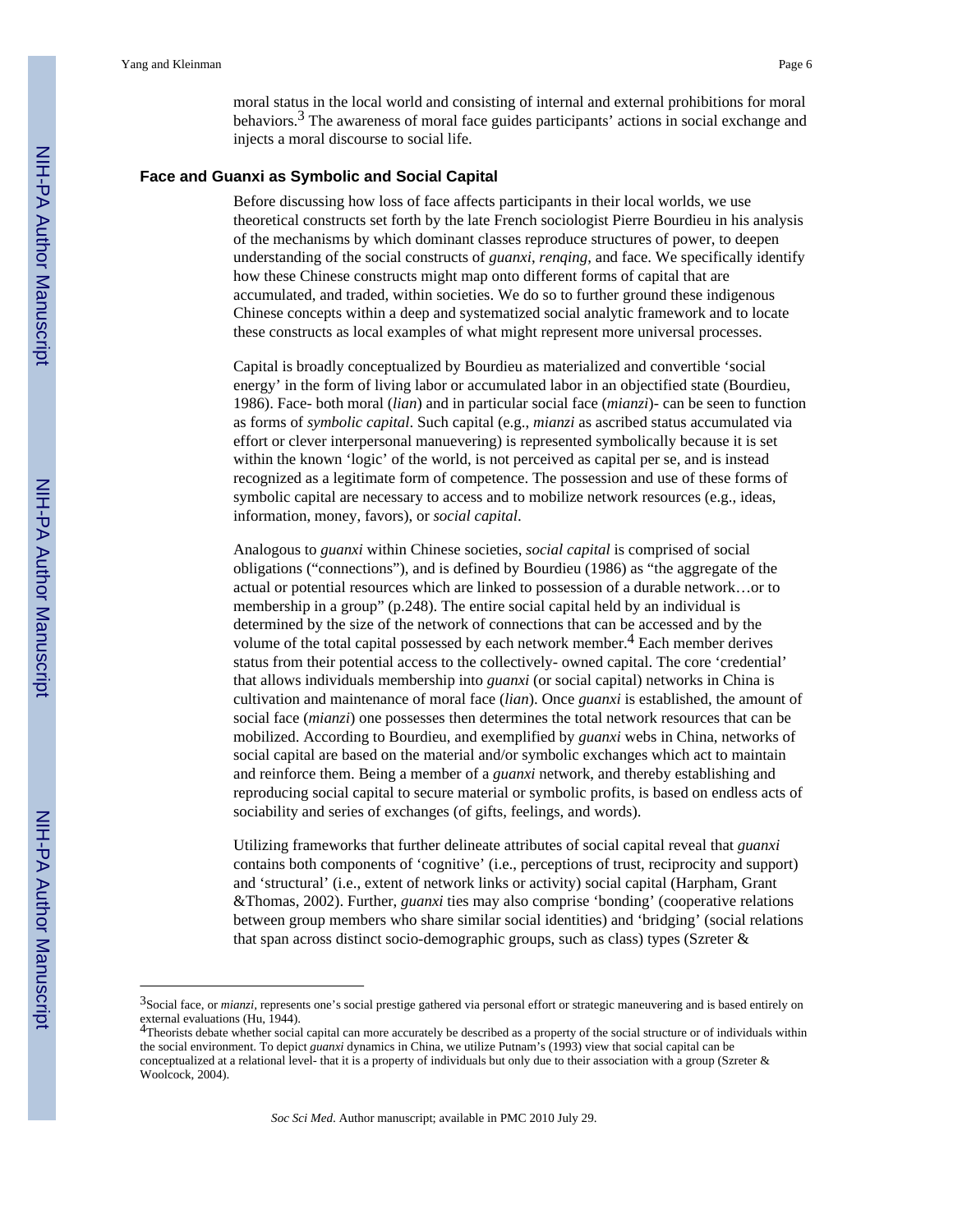moral status in the local world and consisting of internal and external prohibitions for moral behaviors.[3] The awareness of moral face guides participants' actions in social exchange and injects a moral discourse to social life.

## Face and Guanxi as Symbolic and Social Capital

Before discussing how loss of face affects participants in their local worlds, we use theoretical constructs set forth by the late French sociologist Pierre Bourdieu in his analysis of the mechanisms by which dominant classes reproduce structures of power, to deepen understanding of the social constructs of *guanxi*, *renqing*, and face. We specifically identify how these Chinese constructs might map onto different forms of capital that are accumulated, and traded, within societies. We do so to further ground these indigenous Chinese concepts within a deep and systematized social analytic framework and to locate these constructs as local examples of what might represent more universal processes.

Capital is broadly conceptualized by Bourdieu as materialized and convertible 'social energy' in the form of living labor or accumulated labor in an objectified state (Bourdieu, 1986). Face- both moral (*lian*) and in particular social face (*mianzi*)- can be seen to function as forms of *symbolic capital*. Such capital (e.g., *mianzi* as ascribed status accumulated via effort or clever interpersonal manuevering) is represented symbolically because it is set within the known 'logic' of the world, is not perceived as capital per se, and is instead recognized as a legitimate form of competence. The possession and use of these forms of symbolic capital are necessary to access and to mobilize network resources (e.g., ideas, information, money, favors), or *social capital*.

Analogous to *guanxi* within Chinese societies, *social capital* is comprised of social obligations ("connections"), and is defined by Bourdieu (1986) as "the aggregate of the actual or potential resources which are linked to possession of a durable network…or to membership in a group" (p.248). The entire social capital held by an individual is determined by the size of the network of connections that can be accessed and by the volume of the total capital possessed by each network member.[4] Each member derives status from their potential access to the collectively- owned capital. The core 'credential' that allows individuals membership into *guanxi* (or social capital) networks in China is cultivation and maintenance of moral face (*lian*). Once *guanxi* is established, the amount of social face (*mianzi*) one possesses then determines the total network resources that can be mobilized. According to Bourdieu, and exemplified by *guanxi* webs in China, networks of social capital are based on the material and/or symbolic exchanges which act to maintain and reinforce them. Being a member of a *guanxi* network, and thereby establishing and reproducing social capital to secure material or symbolic profits, is based on endless acts of sociability and series of exchanges (of gifts, feelings, and words).

Utilizing frameworks that further delineate attributes of social capital reveal that *guanxi* contains both components of 'cognitive' (i.e., perceptions of trust, reciprocity and support) and 'structural' (i.e., extent of network links or activity) social capital (Harpham, Grant &Thomas, 2002). Further, *guanxi* ties may also comprise 'bonding' (cooperative relations between group members who share similar social identities) and 'bridging' (social relations that span across distinct socio-demographic groups, such as class) types (Szreter &

---

[3]Social face, or *mianzi*, represents one's social prestige gathered via personal effort or strategic maneuvering and is based entirely on external evaluations (Hu, 1944).

[4]Theorists debate whether social capital can more accurately be described as a property of the social structure or of individuals within the social environment. To depict *guanxi* dynamics in China, we utilize Putnam's (1993) view that social capital can be conceptualized at a relational level- that it is a property of individuals but only due to their association with a group (Szreter & Woolcock, 2004).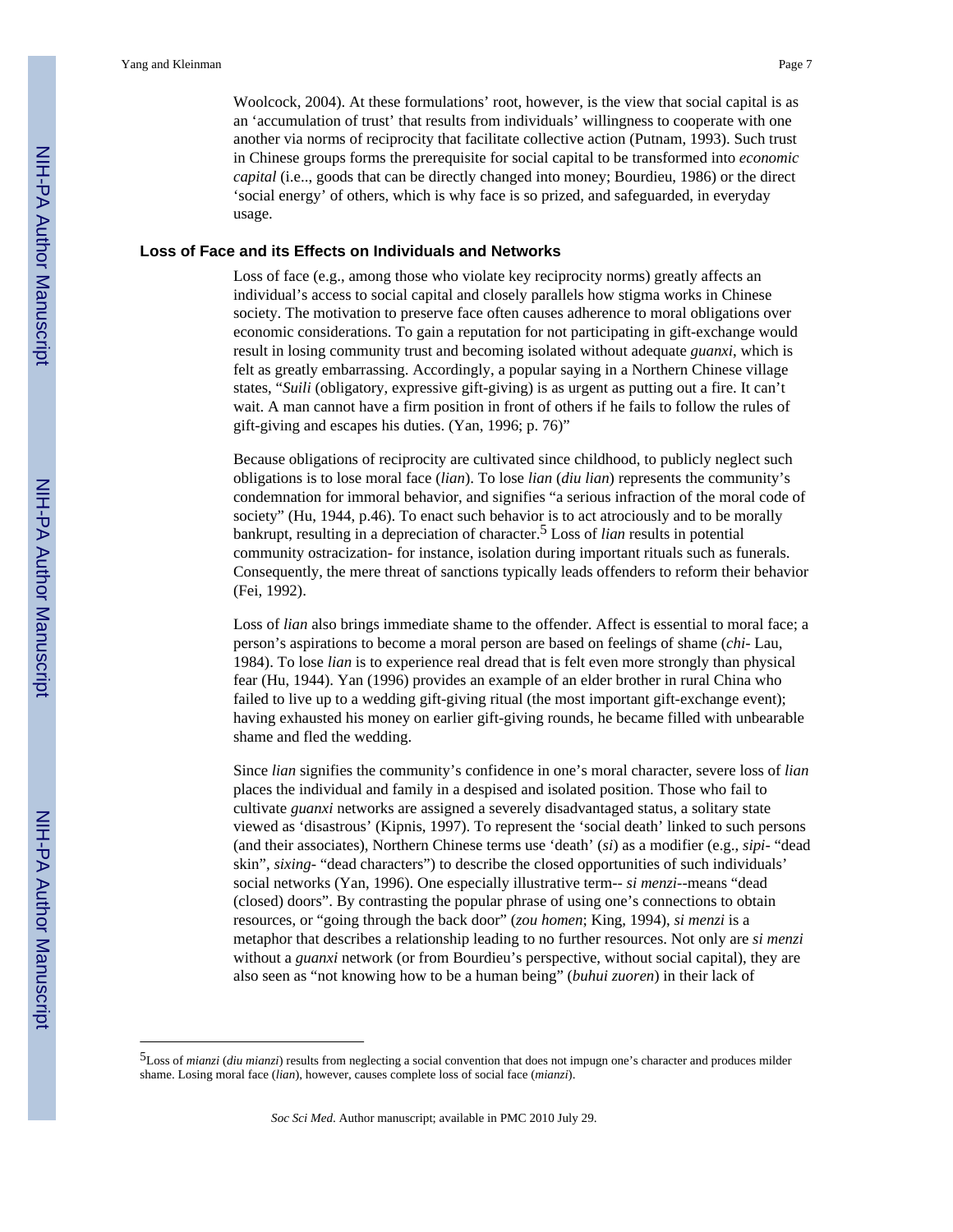Woolcock, 2004). At these formulations' root, however, is the view that social capital is as an 'accumulation of trust' that results from individuals' willingness to cooperate with one another via norms of reciprocity that facilitate collective action (Putnam, 1993). Such trust in Chinese groups forms the prerequisite for social capital to be transformed into *economic capital* (i.e.., goods that can be directly changed into money; Bourdieu, 1986) or the direct 'social energy' of others, which is why face is so prized, and safeguarded, in everyday usage.

### Loss of Face and its Effects on Individuals and Networks

Loss of face (e.g., among those who violate key reciprocity norms) greatly affects an individual's access to social capital and closely parallels how stigma works in Chinese society. The motivation to preserve face often causes adherence to moral obligations over economic considerations. To gain a reputation for not participating in gift-exchange would result in losing community trust and becoming isolated without adequate *guanxi*, which is felt as greatly embarrassing. Accordingly, a popular saying in a Northern Chinese village states, "*Suili* (obligatory, expressive gift-giving) is as urgent as putting out a fire. It can't wait. A man cannot have a firm position in front of others if he fails to follow the rules of gift-giving and escapes his duties. (Yan, 1996; p. 76)"

Because obligations of reciprocity are cultivated since childhood, to publicly neglect such obligations is to lose moral face (*lian*). To lose *lian* (*diu lian*) represents the community's condemnation for immoral behavior, and signifies "a serious infraction of the moral code of society" (Hu, 1944, p.46). To enact such behavior is to act atrociously and to be morally bankrupt, resulting in a depreciation of character.[5] Loss of *lian* results in potential community ostracization- for instance, isolation during important rituals such as funerals. Consequently, the mere threat of sanctions typically leads offenders to reform their behavior (Fei, 1992).

Loss of *lian* also brings immediate shame to the offender. Affect is essential to moral face; a person's aspirations to become a moral person are based on feelings of shame (*chi*- Lau, 1984). To lose *lian* is to experience real dread that is felt even more strongly than physical fear (Hu, 1944). Yan (1996) provides an example of an elder brother in rural China who failed to live up to a wedding gift-giving ritual (the most important gift-exchange event); having exhausted his money on earlier gift-giving rounds, he became filled with unbearable shame and fled the wedding.

Since *lian* signifies the community's confidence in one's moral character, severe loss of *lian* places the individual and family in a despised and isolated position. Those who fail to cultivate *guanxi* networks are assigned a severely disadvantaged status, a solitary state viewed as 'disastrous' (Kipnis, 1997). To represent the 'social death' linked to such persons (and their associates), Northern Chinese terms use 'death' (*si*) as a modifier (e.g., *sipi*- "dead skin", *sixing*- "dead characters") to describe the closed opportunities of such individuals' social networks (Yan, 1996). One especially illustrative term-- *si menzi*--means "dead (closed) doors". By contrasting the popular phrase of using one's connections to obtain resources, or "going through the back door" (*zou homen*; King, 1994), *si menzi* is a metaphor that describes a relationship leading to no further resources. Not only are *si menzi* without a *guanxi* network (or from Bourdieu's perspective, without social capital), they are also seen as "not knowing how to be a human being" (*buhui zuoren*) in their lack of

---

[5]Loss of *mianzi* (*diu mianzi*) results from neglecting a social convention that does not impugn one's character and produces milder shame. Losing moral face (*lian*), however, causes complete loss of social face (*mianzi*).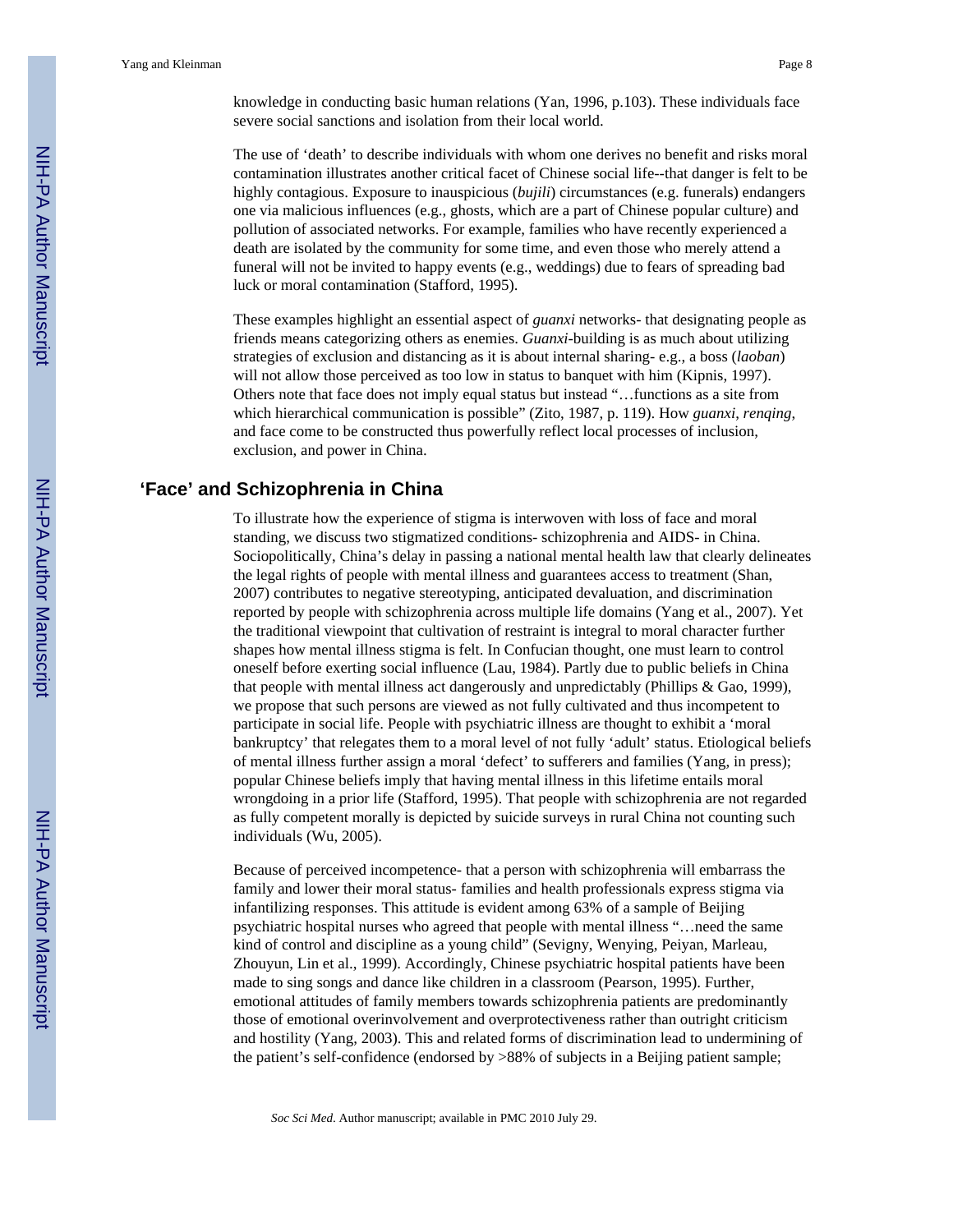knowledge in conducting basic human relations (Yan, 1996, p.103). These individuals face severe social sanctions and isolation from their local world.

The use of 'death' to describe individuals with whom one derives no benefit and risks moral contamination illustrates another critical facet of Chinese social life--that danger is felt to be highly contagious. Exposure to inauspicious (*bujili*) circumstances (e.g. funerals) endangers one via malicious influences (e.g., ghosts, which are a part of Chinese popular culture) and pollution of associated networks. For example, families who have recently experienced a death are isolated by the community for some time, and even those who merely attend a funeral will not be invited to happy events (e.g., weddings) due to fears of spreading bad luck or moral contamination (Stafford, 1995).

These examples highlight an essential aspect of *guanxi* networks- that designating people as friends means categorizing others as enemies. *Guanxi*-building is as much about utilizing strategies of exclusion and distancing as it is about internal sharing- e.g., a boss (*laoban*) will not allow those perceived as too low in status to banquet with him (Kipnis, 1997). Others note that face does not imply equal status but instead "…functions as a site from which hierarchical communication is possible" (Zito, 1987, p. 119). How *guanxi*, *renqing*, and face come to be constructed thus powerfully reflect local processes of inclusion, exclusion, and power in China.

## 'Face' and Schizophrenia in China

To illustrate how the experience of stigma is interwoven with loss of face and moral standing, we discuss two stigmatized conditions- schizophrenia and AIDS- in China. Sociopolitically, China's delay in passing a national mental health law that clearly delineates the legal rights of people with mental illness and guarantees access to treatment (Shan, 2007) contributes to negative stereotyping, anticipated devaluation, and discrimination reported by people with schizophrenia across multiple life domains (Yang et al., 2007). Yet the traditional viewpoint that cultivation of restraint is integral to moral character further shapes how mental illness stigma is felt. In Confucian thought, one must learn to control oneself before exerting social influence (Lau, 1984). Partly due to public beliefs in China that people with mental illness act dangerously and unpredictably (Phillips & Gao, 1999), we propose that such persons are viewed as not fully cultivated and thus incompetent to participate in social life. People with psychiatric illness are thought to exhibit a 'moral bankruptcy' that relegates them to a moral level of not fully 'adult' status. Etiological beliefs of mental illness further assign a moral 'defect' to sufferers and families (Yang, in press); popular Chinese beliefs imply that having mental illness in this lifetime entails moral wrongdoing in a prior life (Stafford, 1995). That people with schizophrenia are not regarded as fully competent morally is depicted by suicide surveys in rural China not counting such individuals (Wu, 2005).

Because of perceived incompetence- that a person with schizophrenia will embarrass the family and lower their moral status- families and health professionals express stigma via infantilizing responses. This attitude is evident among 63% of a sample of Beijing psychiatric hospital nurses who agreed that people with mental illness "…need the same kind of control and discipline as a young child" (Sevigny, Wenying, Peiyan, Marleau, Zhouyun, Lin et al., 1999). Accordingly, Chinese psychiatric hospital patients have been made to sing songs and dance like children in a classroom (Pearson, 1995). Further, emotional attitudes of family members towards schizophrenia patients are predominantly those of emotional overinvolvement and overprotectiveness rather than outright criticism and hostility (Yang, 2003). This and related forms of discrimination lead to undermining of the patient's self-confidence (endorsed by >88% of subjects in a Beijing patient sample;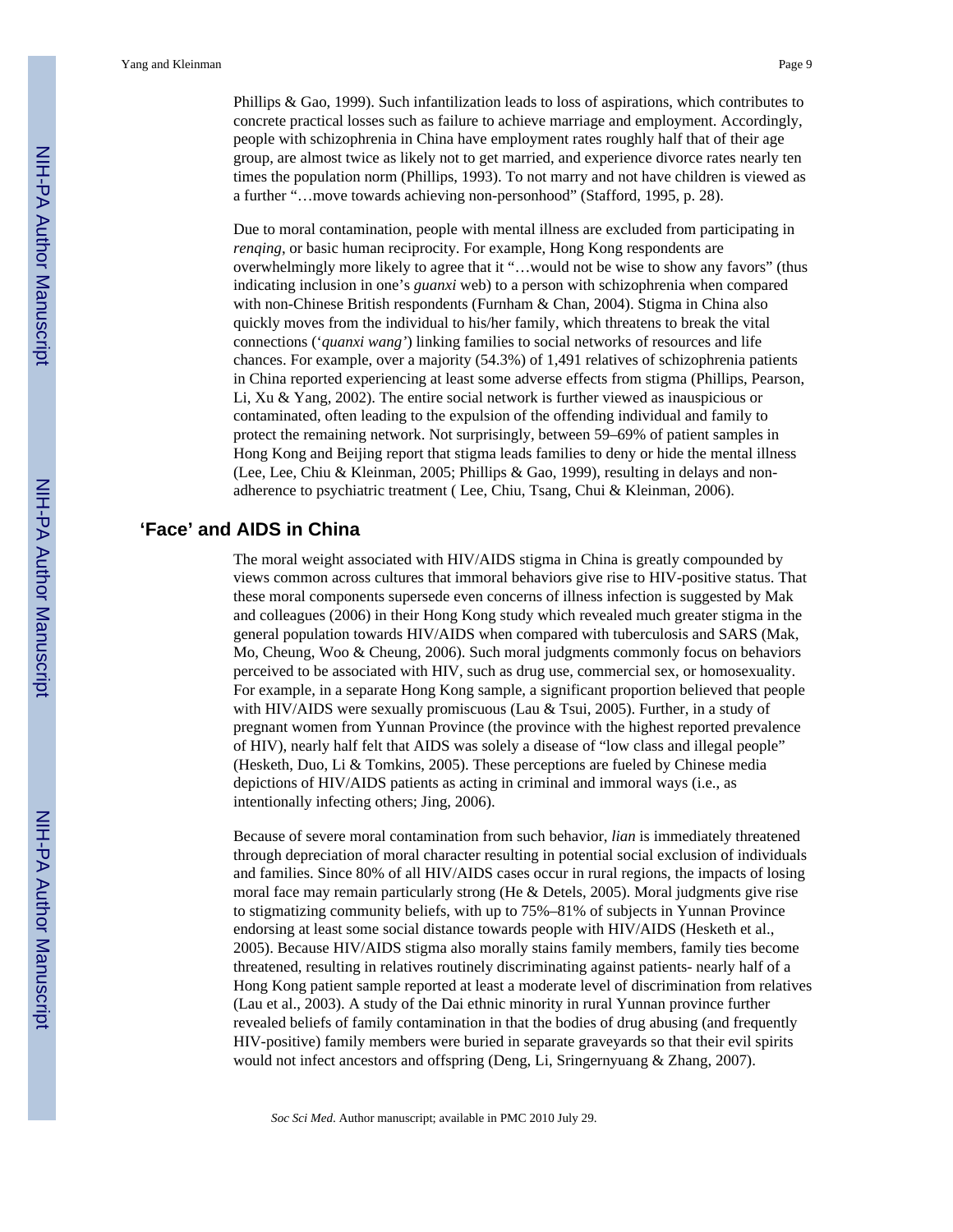Phillips & Gao, 1999). Such infantilization leads to loss of aspirations, which contributes to concrete practical losses such as failure to achieve marriage and employment. Accordingly, people with schizophrenia in China have employment rates roughly half that of their age group, are almost twice as likely not to get married, and experience divorce rates nearly ten times the population norm (Phillips, 1993). To not marry and not have children is viewed as a further "…move towards achieving non-personhood" (Stafford, 1995, p. 28).

Due to moral contamination, people with mental illness are excluded from participating in *renqing*, or basic human reciprocity. For example, Hong Kong respondents are overwhelmingly more likely to agree that it "…would not be wise to show any favors" (thus indicating inclusion in one's *guanxi* web) to a person with schizophrenia when compared with non-Chinese British respondents (Furnham & Chan, 2004). Stigma in China also quickly moves from the individual to his/her family, which threatens to break the vital connections ('*quanxi wang*') linking families to social networks of resources and life chances. For example, over a majority (54.3%) of 1,491 relatives of schizophrenia patients in China reported experiencing at least some adverse effects from stigma (Phillips, Pearson, Li, Xu & Yang, 2002). The entire social network is further viewed as inauspicious or contaminated, often leading to the expulsion of the offending individual and family to protect the remaining network. Not surprisingly, between 59–69% of patient samples in Hong Kong and Beijing report that stigma leads families to deny or hide the mental illness (Lee, Lee, Chiu & Kleinman, 2005; Phillips & Gao, 1999), resulting in delays and non-adherence to psychiatric treatment ( Lee, Chiu, Tsang, Chui & Kleinman, 2006).

## 'Face' and AIDS in China

The moral weight associated with HIV/AIDS stigma in China is greatly compounded by views common across cultures that immoral behaviors give rise to HIV-positive status. That these moral components supersede even concerns of illness infection is suggested by Mak and colleagues (2006) in their Hong Kong study which revealed much greater stigma in the general population towards HIV/AIDS when compared with tuberculosis and SARS (Mak, Mo, Cheung, Woo & Cheung, 2006). Such moral judgments commonly focus on behaviors perceived to be associated with HIV, such as drug use, commercial sex, or homosexuality. For example, in a separate Hong Kong sample, a significant proportion believed that people with HIV/AIDS were sexually promiscuous (Lau & Tsui, 2005). Further, in a study of pregnant women from Yunnan Province (the province with the highest reported prevalence of HIV), nearly half felt that AIDS was solely a disease of "low class and illegal people" (Hesketh, Duo, Li & Tomkins, 2005). These perceptions are fueled by Chinese media depictions of HIV/AIDS patients as acting in criminal and immoral ways (i.e., as intentionally infecting others; Jing, 2006).

Because of severe moral contamination from such behavior, *lian* is immediately threatened through depreciation of moral character resulting in potential social exclusion of individuals and families. Since 80% of all HIV/AIDS cases occur in rural regions, the impacts of losing moral face may remain particularly strong (He & Detels, 2005). Moral judgments give rise to stigmatizing community beliefs, with up to 75%–81% of subjects in Yunnan Province endorsing at least some social distance towards people with HIV/AIDS (Hesketh et al., 2005). Because HIV/AIDS stigma also morally stains family members, family ties become threatened, resulting in relatives routinely discriminating against patients- nearly half of a Hong Kong patient sample reported at least a moderate level of discrimination from relatives (Lau et al., 2003). A study of the Dai ethnic minority in rural Yunnan province further revealed beliefs of family contamination in that the bodies of drug abusing (and frequently HIV-positive) family members were buried in separate graveyards so that their evil spirits would not infect ancestors and offspring (Deng, Li, Sringernyuang & Zhang, 2007).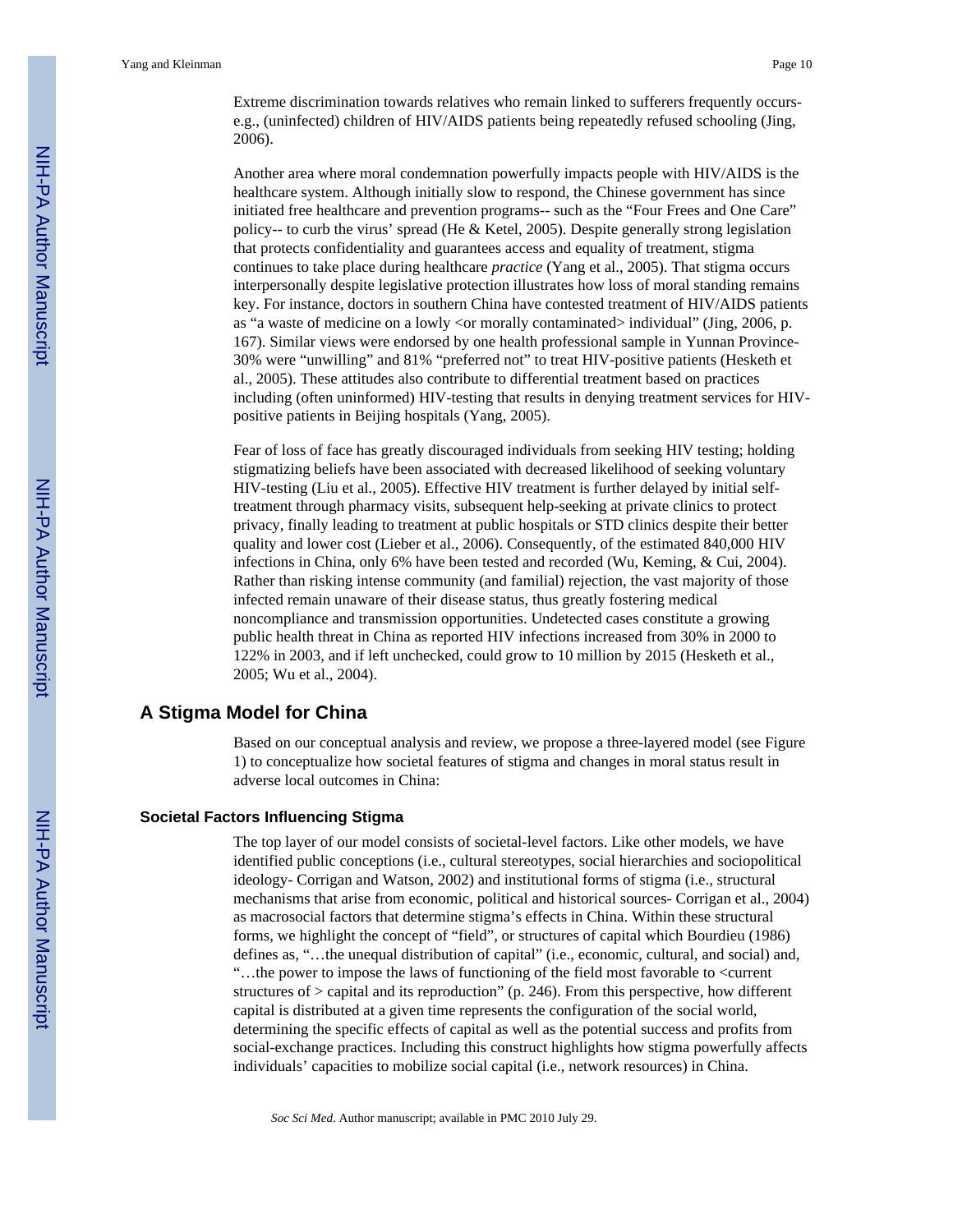Extreme discrimination towards relatives who remain linked to sufferers frequently occurs- e.g., (uninfected) children of HIV/AIDS patients being repeatedly refused schooling (Jing, 2006).

Another area where moral condemnation powerfully impacts people with HIV/AIDS is the healthcare system. Although initially slow to respond, the Chinese government has since initiated free healthcare and prevention programs-- such as the "Four Frees and One Care" policy-- to curb the virus' spread (He & Ketel, 2005). Despite generally strong legislation that protects confidentiality and guarantees access and equality of treatment, stigma continues to take place during healthcare *practice* (Yang et al., 2005). That stigma occurs interpersonally despite legislative protection illustrates how loss of moral standing remains key. For instance, doctors in southern China have contested treatment of HIV/AIDS patients as "a waste of medicine on a lowly <or morally contaminated> individual" (Jing, 2006, p. 167). Similar views were endorsed by one health professional sample in Yunnan Province- 30% were "unwilling" and 81% "preferred not" to treat HIV-positive patients (Hesketh et al., 2005). These attitudes also contribute to differential treatment based on practices including (often uninformed) HIV-testing that results in denying treatment services for HIV-positive patients in Beijing hospitals (Yang, 2005).

Fear of loss of face has greatly discouraged individuals from seeking HIV testing; holding stigmatizing beliefs have been associated with decreased likelihood of seeking voluntary HIV-testing (Liu et al., 2005). Effective HIV treatment is further delayed by initial self-treatment through pharmacy visits, subsequent help-seeking at private clinics to protect privacy, finally leading to treatment at public hospitals or STD clinics despite their better quality and lower cost (Lieber et al., 2006). Consequently, of the estimated 840,000 HIV infections in China, only 6% have been tested and recorded (Wu, Keming, & Cui, 2004). Rather than risking intense community (and familial) rejection, the vast majority of those infected remain unaware of their disease status, thus greatly fostering medical noncompliance and transmission opportunities. Undetected cases constitute a growing public health threat in China as reported HIV infections increased from 30% in 2000 to 122% in 2003, and if left unchecked, could grow to 10 million by 2015 (Hesketh et al., 2005; Wu et al., 2004).

## A Stigma Model for China

Based on our conceptual analysis and review, we propose a three-layered model (see Figure 1) to conceptualize how societal features of stigma and changes in moral status result in adverse local outcomes in China:

### Societal Factors Influencing Stigma

The top layer of our model consists of societal-level factors. Like other models, we have identified public conceptions (i.e., cultural stereotypes, social hierarchies and sociopolitical ideology- Corrigan and Watson, 2002) and institutional forms of stigma (i.e., structural mechanisms that arise from economic, political and historical sources- Corrigan et al., 2004) as macrosocial factors that determine stigma's effects in China. Within these structural forms, we highlight the concept of "field", or structures of capital which Bourdieu (1986) defines as, "…the unequal distribution of capital" (i.e., economic, cultural, and social) and, "…the power to impose the laws of functioning of the field most favorable to <current structures of > capital and its reproduction" (p. 246). From this perspective, how different capital is distributed at a given time represents the configuration of the social world, determining the specific effects of capital as well as the potential success and profits from social-exchange practices. Including this construct highlights how stigma powerfully affects individuals' capacities to mobilize social capital (i.e., network resources) in China.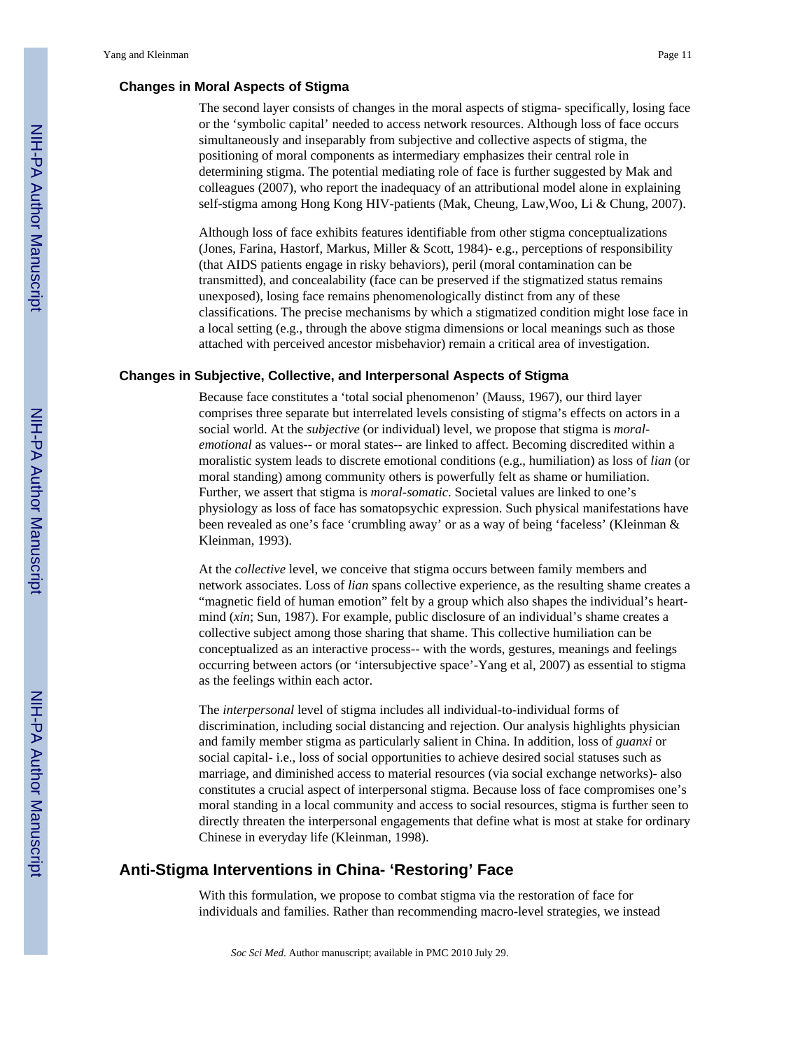### Changes in Moral Aspects of Stigma

The second layer consists of changes in the moral aspects of stigma- specifically, losing face or the 'symbolic capital' needed to access network resources. Although loss of face occurs simultaneously and inseparably from subjective and collective aspects of stigma, the positioning of moral components as intermediary emphasizes their central role in determining stigma. The potential mediating role of face is further suggested by Mak and colleagues (2007), who report the inadequacy of an attributional model alone in explaining self-stigma among Hong Kong HIV-patients (Mak, Cheung, Law,Woo, Li & Chung, 2007).

Although loss of face exhibits features identifiable from other stigma conceptualizations (Jones, Farina, Hastorf, Markus, Miller & Scott, 1984)- e.g., perceptions of responsibility (that AIDS patients engage in risky behaviors), peril (moral contamination can be transmitted), and concealability (face can be preserved if the stigmatized status remains unexposed), losing face remains phenomenologically distinct from any of these classifications. The precise mechanisms by which a stigmatized condition might lose face in a local setting (e.g., through the above stigma dimensions or local meanings such as those attached with perceived ancestor misbehavior) remain a critical area of investigation.

### Changes in Subjective, Collective, and Interpersonal Aspects of Stigma

Because face constitutes a 'total social phenomenon' (Mauss, 1967), our third layer comprises three separate but interrelated levels consisting of stigma's effects on actors in a social world. At the *subjective* (or individual) level, we propose that stigma is *moral-emotional* as values-- or moral states-- are linked to affect. Becoming discredited within a moralistic system leads to discrete emotional conditions (e.g., humiliation) as loss of *lian* (or moral standing) among community others is powerfully felt as shame or humiliation. Further, we assert that stigma is *moral-somatic*. Societal values are linked to one's physiology as loss of face has somatopsychic expression. Such physical manifestations have been revealed as one's face 'crumbling away' or as a way of being 'faceless' (Kleinman & Kleinman, 1993).

At the *collective* level, we conceive that stigma occurs between family members and network associates. Loss of *lian* spans collective experience, as the resulting shame creates a "magnetic field of human emotion" felt by a group which also shapes the individual's heart-mind (*xin*; Sun, 1987). For example, public disclosure of an individual's shame creates a collective subject among those sharing that shame. This collective humiliation can be conceptualized as an interactive process-- with the words, gestures, meanings and feelings occurring between actors (or 'intersubjective space'-Yang et al, 2007) as essential to stigma as the feelings within each actor.

The *interpersonal* level of stigma includes all individual-to-individual forms of discrimination, including social distancing and rejection. Our analysis highlights physician and family member stigma as particularly salient in China. In addition, loss of *guanxi* or social capital- i.e., loss of social opportunities to achieve desired social statuses such as marriage, and diminished access to material resources (via social exchange networks)- also constitutes a crucial aspect of interpersonal stigma. Because loss of face compromises one's moral standing in a local community and access to social resources, stigma is further seen to directly threaten the interpersonal engagements that define what is most at stake for ordinary Chinese in everyday life (Kleinman, 1998).

## Anti-Stigma Interventions in China- 'Restoring' Face

With this formulation, we propose to combat stigma via the restoration of face for individuals and families. Rather than recommending macro-level strategies, we instead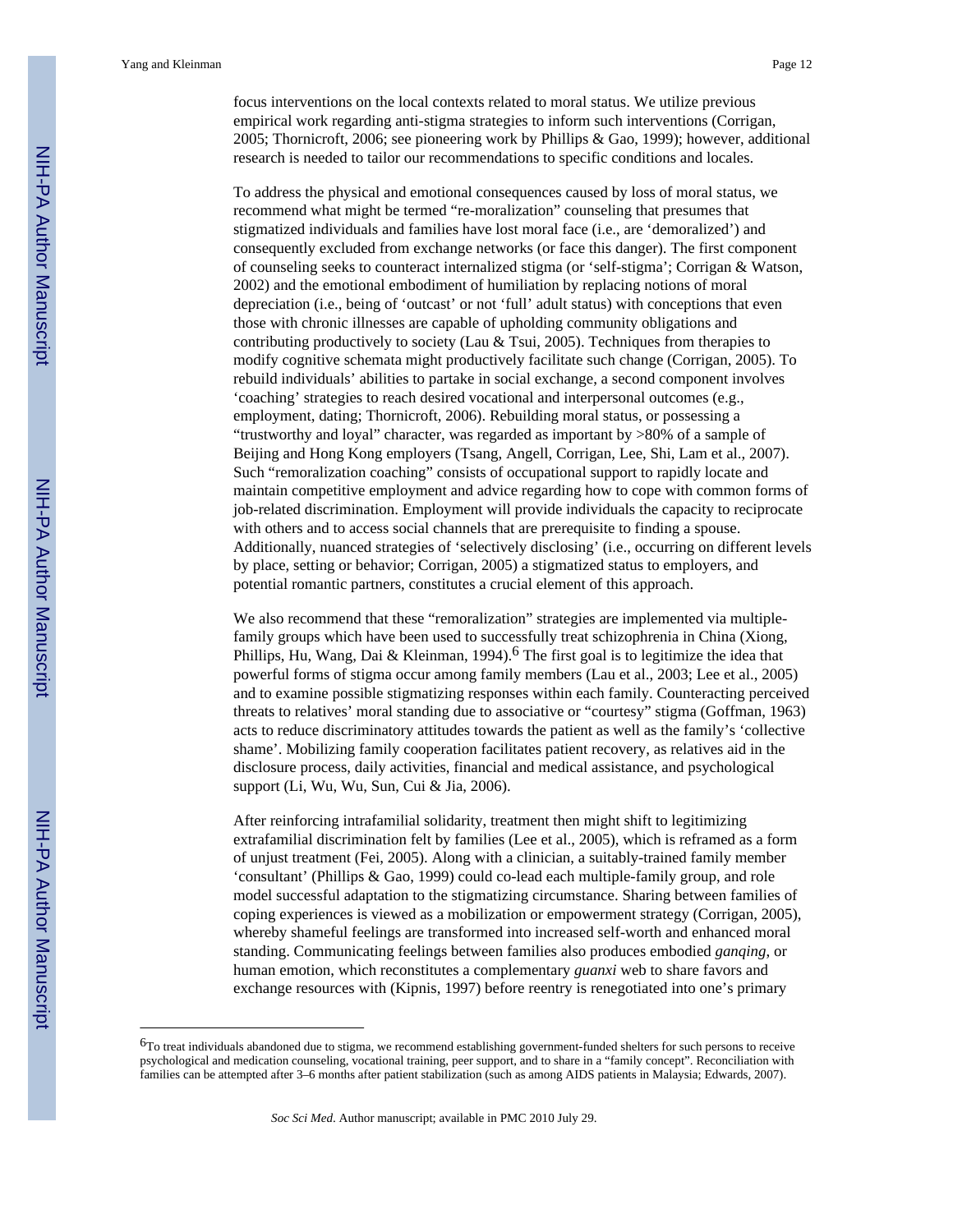focus interventions on the local contexts related to moral status. We utilize previous empirical work regarding anti-stigma strategies to inform such interventions (Corrigan, 2005; Thornicroft, 2006; see pioneering work by Phillips & Gao, 1999); however, additional research is needed to tailor our recommendations to specific conditions and locales.

To address the physical and emotional consequences caused by loss of moral status, we recommend what might be termed "re-moralization" counseling that presumes that stigmatized individuals and families have lost moral face (i.e., are 'demoralized') and consequently excluded from exchange networks (or face this danger). The first component of counseling seeks to counteract internalized stigma (or 'self-stigma'; Corrigan & Watson, 2002) and the emotional embodiment of humiliation by replacing notions of moral depreciation (i.e., being of 'outcast' or not 'full' adult status) with conceptions that even those with chronic illnesses are capable of upholding community obligations and contributing productively to society (Lau & Tsui, 2005). Techniques from therapies to modify cognitive schemata might productively facilitate such change (Corrigan, 2005). To rebuild individuals' abilities to partake in social exchange, a second component involves 'coaching' strategies to reach desired vocational and interpersonal outcomes (e.g., employment, dating; Thornicroft, 2006). Rebuilding moral status, or possessing a "trustworthy and loyal" character, was regarded as important by >80% of a sample of Beijing and Hong Kong employers (Tsang, Angell, Corrigan, Lee, Shi, Lam et al., 2007). Such "remoralization coaching" consists of occupational support to rapidly locate and maintain competitive employment and advice regarding how to cope with common forms of job-related discrimination. Employment will provide individuals the capacity to reciprocate with others and to access social channels that are prerequisite to finding a spouse. Additionally, nuanced strategies of 'selectively disclosing' (i.e., occurring on different levels by place, setting or behavior; Corrigan, 2005) a stigmatized status to employers, and potential romantic partners, constitutes a crucial element of this approach.

We also recommend that these "remoralization" strategies are implemented via multiple-family groups which have been used to successfully treat schizophrenia in China (Xiong, Phillips, Hu, Wang, Dai & Kleinman, 1994).[6] The first goal is to legitimize the idea that powerful forms of stigma occur among family members (Lau et al., 2003; Lee et al., 2005) and to examine possible stigmatizing responses within each family. Counteracting perceived threats to relatives' moral standing due to associative or "courtesy" stigma (Goffman, 1963) acts to reduce discriminatory attitudes towards the patient as well as the family's 'collective shame'. Mobilizing family cooperation facilitates patient recovery, as relatives aid in the disclosure process, daily activities, financial and medical assistance, and psychological support (Li, Wu, Wu, Sun, Cui & Jia, 2006).

After reinforcing intrafamilial solidarity, treatment then might shift to legitimizing extrafamilial discrimination felt by families (Lee et al., 2005), which is reframed as a form of unjust treatment (Fei, 2005). Along with a clinician, a suitably-trained family member 'consultant' (Phillips & Gao, 1999) could co-lead each multiple-family group, and role model successful adaptation to the stigmatizing circumstance. Sharing between families of coping experiences is viewed as a mobilization or empowerment strategy (Corrigan, 2005), whereby shameful feelings are transformed into increased self-worth and enhanced moral standing. Communicating feelings between families also produces embodied *ganqing*, or human emotion, which reconstitutes a complementary *guanxi* web to share favors and exchange resources with (Kipnis, 1997) before reentry is renegotiated into one's primary

[6]To treat individuals abandoned due to stigma, we recommend establishing government-funded shelters for such persons to receive psychological and medication counseling, vocational training, peer support, and to share in a "family concept". Reconciliation with families can be attempted after 3–6 months after patient stabilization (such as among AIDS patients in Malaysia; Edwards, 2007).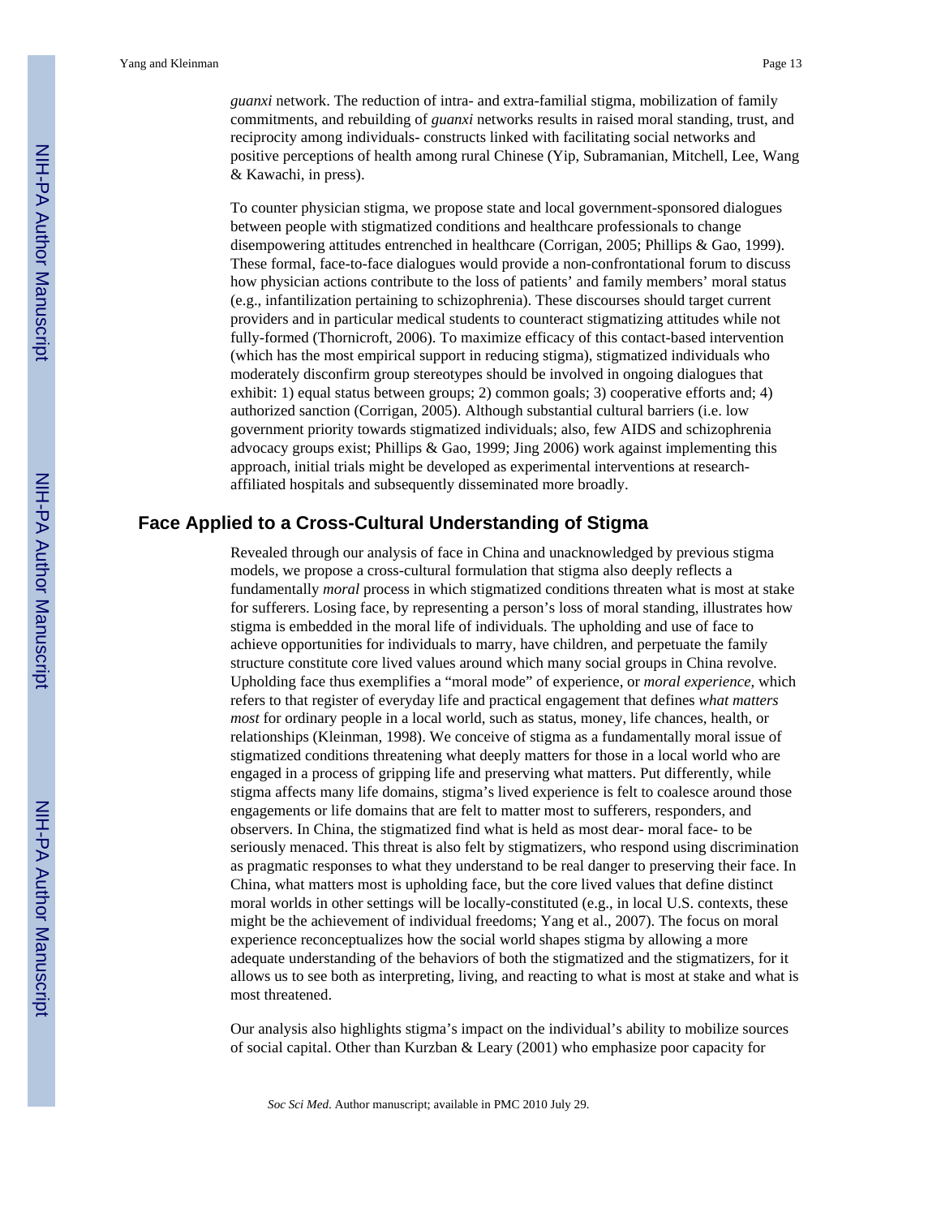*guanxi* network. The reduction of intra- and extra-familial stigma, mobilization of family commitments, and rebuilding of *guanxi* networks results in raised moral standing, trust, and reciprocity among individuals- constructs linked with facilitating social networks and positive perceptions of health among rural Chinese (Yip, Subramanian, Mitchell, Lee, Wang & Kawachi, in press).

To counter physician stigma, we propose state and local government-sponsored dialogues between people with stigmatized conditions and healthcare professionals to change disempowering attitudes entrenched in healthcare (Corrigan, 2005; Phillips & Gao, 1999). These formal, face-to-face dialogues would provide a non-confrontational forum to discuss how physician actions contribute to the loss of patients' and family members' moral status (e.g., infantilization pertaining to schizophrenia). These discourses should target current providers and in particular medical students to counteract stigmatizing attitudes while not fully-formed (Thornicroft, 2006). To maximize efficacy of this contact-based intervention (which has the most empirical support in reducing stigma), stigmatized individuals who moderately disconfirm group stereotypes should be involved in ongoing dialogues that exhibit: 1) equal status between groups; 2) common goals; 3) cooperative efforts and; 4) authorized sanction (Corrigan, 2005). Although substantial cultural barriers (i.e. low government priority towards stigmatized individuals; also, few AIDS and schizophrenia advocacy groups exist; Phillips & Gao, 1999; Jing 2006) work against implementing this approach, initial trials might be developed as experimental interventions at research-affiliated hospitals and subsequently disseminated more broadly.

## Face Applied to a Cross-Cultural Understanding of Stigma

Revealed through our analysis of face in China and unacknowledged by previous stigma models, we propose a cross-cultural formulation that stigma also deeply reflects a fundamentally *moral* process in which stigmatized conditions threaten what is most at stake for sufferers. Losing face, by representing a person's loss of moral standing, illustrates how stigma is embedded in the moral life of individuals. The upholding and use of face to achieve opportunities for individuals to marry, have children, and perpetuate the family structure constitute core lived values around which many social groups in China revolve. Upholding face thus exemplifies a "moral mode" of experience, or *moral experience,* which refers to that register of everyday life and practical engagement that defines *what matters most* for ordinary people in a local world, such as status, money, life chances, health, or relationships (Kleinman, 1998). We conceive of stigma as a fundamentally moral issue of stigmatized conditions threatening what deeply matters for those in a local world who are engaged in a process of gripping life and preserving what matters. Put differently, while stigma affects many life domains, stigma's lived experience is felt to coalesce around those engagements or life domains that are felt to matter most to sufferers, responders, and observers. In China, the stigmatized find what is held as most dear- moral face- to be seriously menaced. This threat is also felt by stigmatizers, who respond using discrimination as pragmatic responses to what they understand to be real danger to preserving their face. In China, what matters most is upholding face, but the core lived values that define distinct moral worlds in other settings will be locally-constituted (e.g., in local U.S. contexts, these might be the achievement of individual freedoms; Yang et al., 2007). The focus on moral experience reconceptualizes how the social world shapes stigma by allowing a more adequate understanding of the behaviors of both the stigmatized and the stigmatizers, for it allows us to see both as interpreting, living, and reacting to what is most at stake and what is most threatened.

Our analysis also highlights stigma's impact on the individual's ability to mobilize sources of social capital. Other than Kurzban & Leary (2001) who emphasize poor capacity for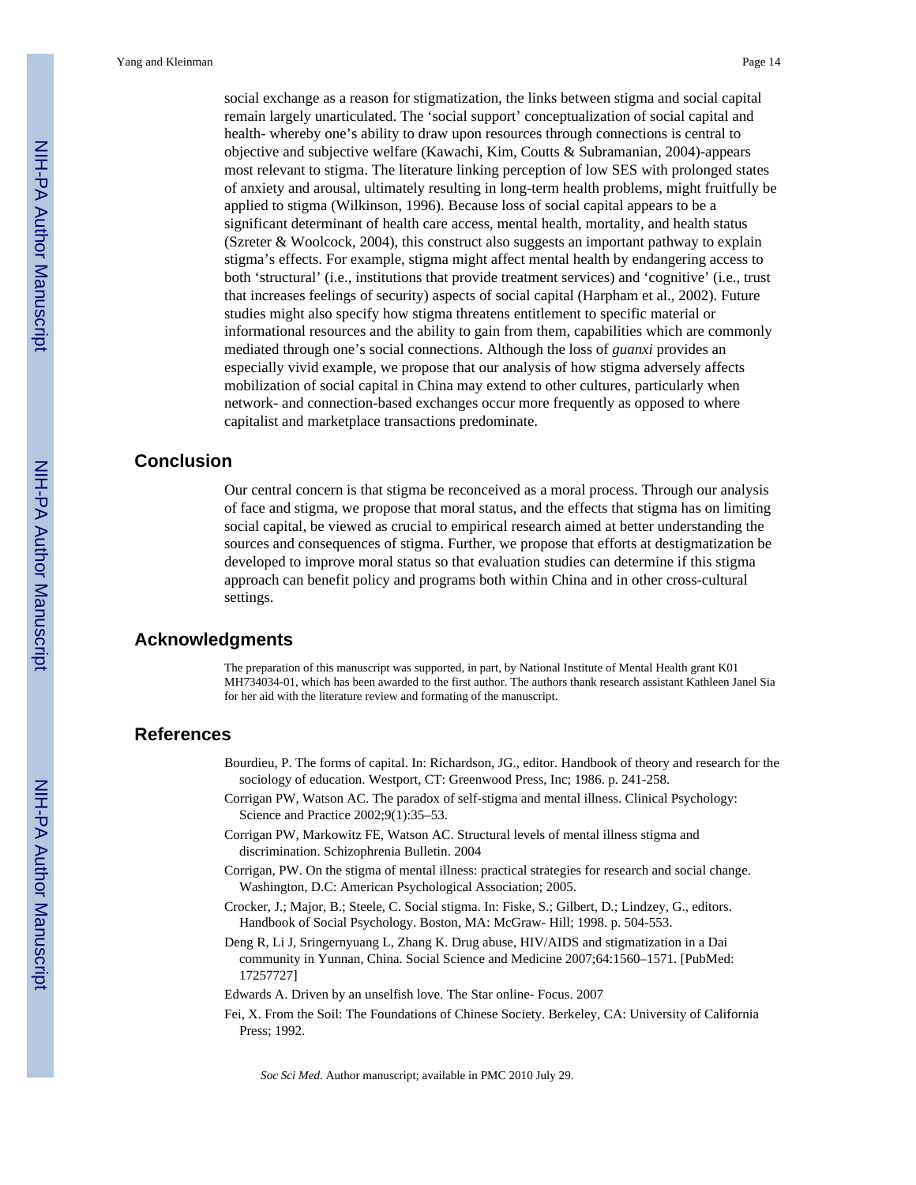social exchange as a reason for stigmatization, the links between stigma and social capital remain largely unarticulated. The 'social support' conceptualization of social capital and health- whereby one's ability to draw upon resources through connections is central to objective and subjective welfare (Kawachi, Kim, Coutts & Subramanian, 2004)-appears most relevant to stigma. The literature linking perception of low SES with prolonged states of anxiety and arousal, ultimately resulting in long-term health problems, might fruitfully be applied to stigma (Wilkinson, 1996). Because loss of social capital appears to be a significant determinant of health care access, mental health, mortality, and health status (Szreter & Woolcock, 2004), this construct also suggests an important pathway to explain stigma's effects. For example, stigma might affect mental health by endangering access to both 'structural' (i.e., institutions that provide treatment services) and 'cognitive' (i.e., trust that increases feelings of security) aspects of social capital (Harpham et al., 2002). Future studies might also specify how stigma threatens entitlement to specific material or informational resources and the ability to gain from them, capabilities which are commonly mediated through one's social connections. Although the loss of *guanxi* provides an especially vivid example, we propose that our analysis of how stigma adversely affects mobilization of social capital in China may extend to other cultures, particularly when network- and connection-based exchanges occur more frequently as opposed to where capitalist and marketplace transactions predominate.

## Conclusion

Our central concern is that stigma be reconceived as a moral process. Through our analysis of face and stigma, we propose that moral status, and the effects that stigma has on limiting social capital, be viewed as crucial to empirical research aimed at better understanding the sources and consequences of stigma. Further, we propose that efforts at destigmatization be developed to improve moral status so that evaluation studies can determine if this stigma approach can benefit policy and programs both within China and in other cross-cultural settings.

## Acknowledgments

The preparation of this manuscript was supported, in part, by National Institute of Mental Health grant K01 MH734034-01, which has been awarded to the first author. The authors thank research assistant Kathleen Janel Sia for her aid with the literature review and formating of the manuscript.

## References

Bourdieu, P. The forms of capital. In: Richardson, JG., editor. Handbook of theory and research for the sociology of education. Westport, CT: Greenwood Press, Inc; 1986. p. 241-258.

Corrigan PW, Watson AC. The paradox of self-stigma and mental illness. Clinical Psychology: Science and Practice 2002;9(1):35–53.

Corrigan PW, Markowitz FE, Watson AC. Structural levels of mental illness stigma and discrimination. Schizophrenia Bulletin. 2004

Corrigan, PW. On the stigma of mental illness: practical strategies for research and social change. Washington, D.C: American Psychological Association; 2005.

Crocker, J.; Major, B.; Steele, C. Social stigma. In: Fiske, S.; Gilbert, D.; Lindzey, G., editors. Handbook of Social Psychology. Boston, MA: McGraw- Hill; 1998. p. 504-553.

Deng R, Li J, Sringernyuang L, Zhang K. Drug abuse, HIV/AIDS and stigmatization in a Dai community in Yunnan, China. Social Science and Medicine 2007;64:1560–1571. [PubMed: 17257727]

Edwards A. Driven by an unselfish love. The Star online- Focus. 2007

Fei, X. From the Soil: The Foundations of Chinese Society. Berkeley, CA: University of California Press; 1992.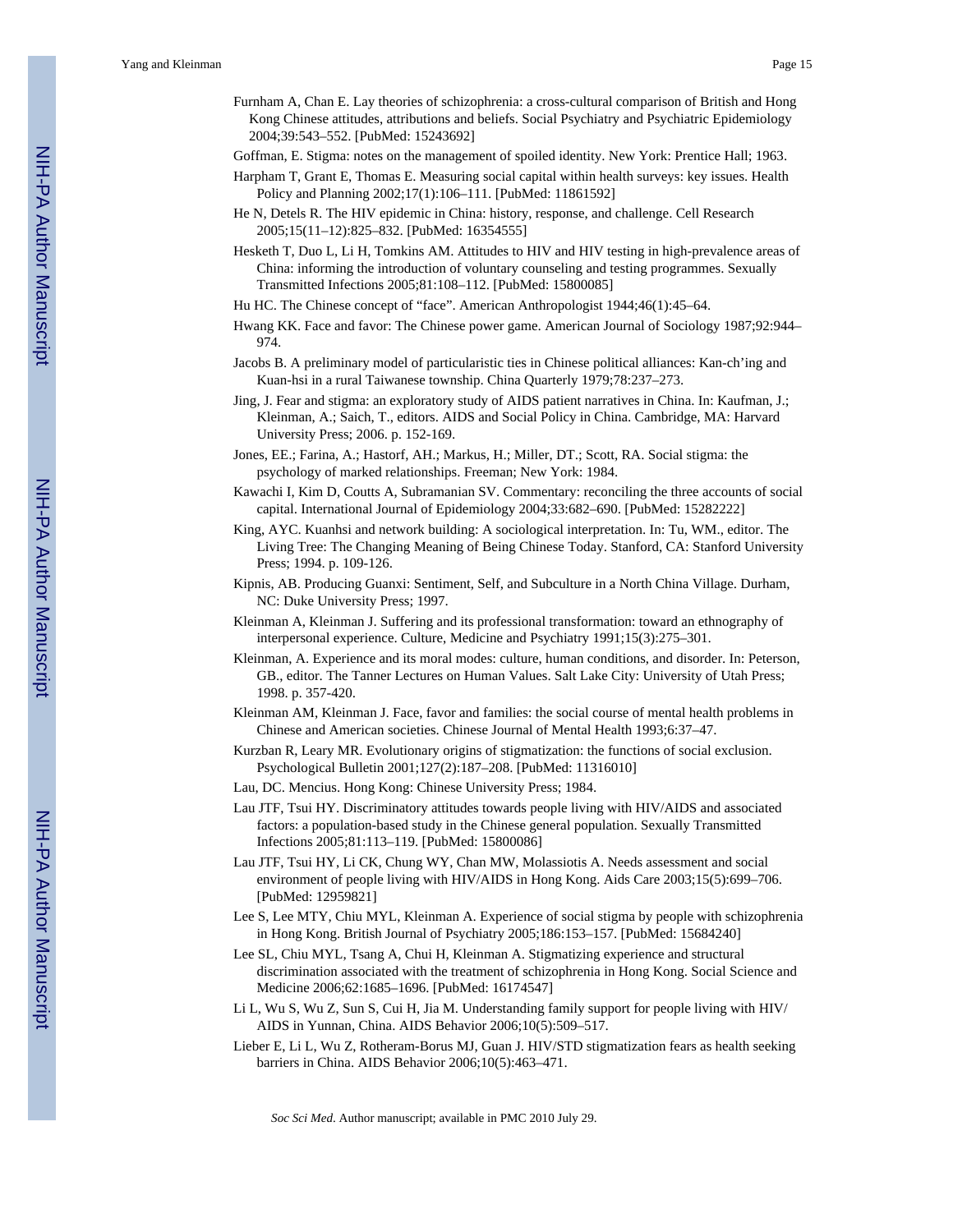Furnham A, Chan E. Lay theories of schizophrenia: a cross-cultural comparison of British and Hong Kong Chinese attitudes, attributions and beliefs. Social Psychiatry and Psychiatric Epidemiology 2004;39:543–552. [PubMed: 15243692]

Goffman, E. Stigma: notes on the management of spoiled identity. New York: Prentice Hall; 1963.

Harpham T, Grant E, Thomas E. Measuring social capital within health surveys: key issues. Health Policy and Planning 2002;17(1):106–111. [PubMed: 11861592]

He N, Detels R. The HIV epidemic in China: history, response, and challenge. Cell Research 2005;15(11–12):825–832. [PubMed: 16354555]

Hesketh T, Duo L, Li H, Tomkins AM. Attitudes to HIV and HIV testing in high-prevalence areas of China: informing the introduction of voluntary counseling and testing programmes. Sexually Transmitted Infections 2005;81:108–112. [PubMed: 15800085]

Hu HC. The Chinese concept of "face". American Anthropologist 1944;46(1):45–64.

Hwang KK. Face and favor: The Chinese power game. American Journal of Sociology 1987;92:944–974.

Jacobs B. A preliminary model of particularistic ties in Chinese political alliances: Kan-ch'ing and Kuan-hsi in a rural Taiwanese township. China Quarterly 1979;78:237–273.

Jing, J. Fear and stigma: an exploratory study of AIDS patient narratives in China. In: Kaufman, J.; Kleinman, A.; Saich, T., editors. AIDS and Social Policy in China. Cambridge, MA: Harvard University Press; 2006. p. 152-169.

Jones, EE.; Farina, A.; Hastorf, AH.; Markus, H.; Miller, DT.; Scott, RA. Social stigma: the psychology of marked relationships. Freeman; New York: 1984.

Kawachi I, Kim D, Coutts A, Subramanian SV. Commentary: reconciling the three accounts of social capital. International Journal of Epidemiology 2004;33:682–690. [PubMed: 15282222]

King, AYC. Kuanhsi and network building: A sociological interpretation. In: Tu, WM., editor. The Living Tree: The Changing Meaning of Being Chinese Today. Stanford, CA: Stanford University Press; 1994. p. 109-126.

Kipnis, AB. Producing Guanxi: Sentiment, Self, and Subculture in a North China Village. Durham, NC: Duke University Press; 1997.

Kleinman A, Kleinman J. Suffering and its professional transformation: toward an ethnography of interpersonal experience. Culture, Medicine and Psychiatry 1991;15(3):275–301.

Kleinman, A. Experience and its moral modes: culture, human conditions, and disorder. In: Peterson, GB., editor. The Tanner Lectures on Human Values. Salt Lake City: University of Utah Press; 1998. p. 357-420.

Kleinman AM, Kleinman J. Face, favor and families: the social course of mental health problems in Chinese and American societies. Chinese Journal of Mental Health 1993;6:37–47.

Kurzban R, Leary MR. Evolutionary origins of stigmatization: the functions of social exclusion. Psychological Bulletin 2001;127(2):187–208. [PubMed: 11316010]

Lau, DC. Mencius. Hong Kong: Chinese University Press; 1984.

Lau JTF, Tsui HY. Discriminatory attitudes towards people living with HIV/AIDS and associated factors: a population-based study in the Chinese general population. Sexually Transmitted Infections 2005;81:113–119. [PubMed: 15800086]

Lau JTF, Tsui HY, Li CK, Chung WY, Chan MW, Molassiotis A. Needs assessment and social environment of people living with HIV/AIDS in Hong Kong. Aids Care 2003;15(5):699–706. [PubMed: 12959821]

Lee S, Lee MTY, Chiu MYL, Kleinman A. Experience of social stigma by people with schizophrenia in Hong Kong. British Journal of Psychiatry 2005;186:153–157. [PubMed: 15684240]

Lee SL, Chiu MYL, Tsang A, Chui H, Kleinman A. Stigmatizing experience and structural discrimination associated with the treatment of schizophrenia in Hong Kong. Social Science and Medicine 2006;62:1685–1696. [PubMed: 16174547]

Li L, Wu S, Wu Z, Sun S, Cui H, Jia M. Understanding family support for people living with HIV/AIDS in Yunnan, China. AIDS Behavior 2006;10(5):509–517.

Lieber E, Li L, Wu Z, Rotheram-Borus MJ, Guan J. HIV/STD stigmatization fears as health seeking barriers in China. AIDS Behavior 2006;10(5):463–471.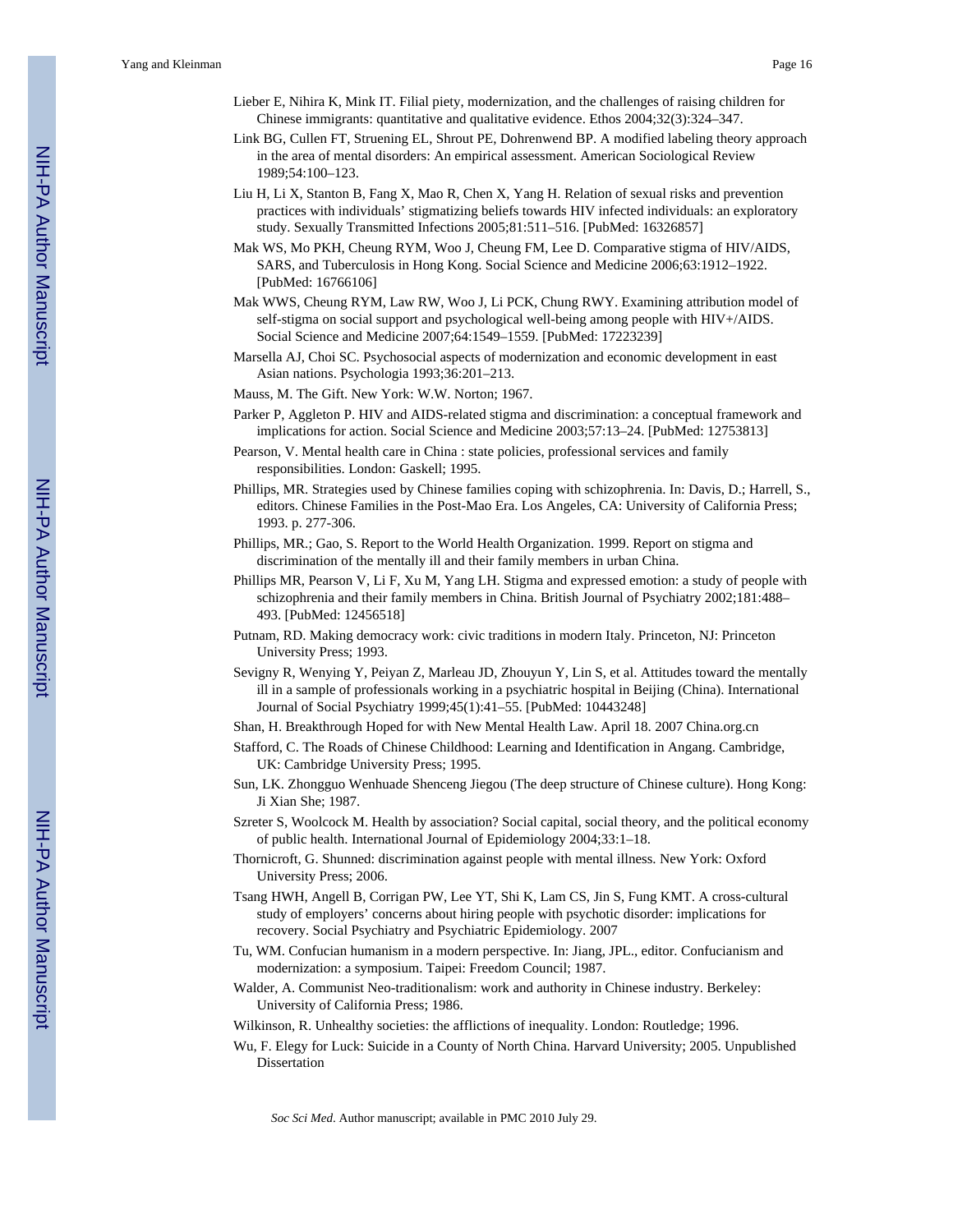Lieber E, Nihira K, Mink IT. Filial piety, modernization, and the challenges of raising children for Chinese immigrants: quantitative and qualitative evidence. Ethos 2004;32(3):324–347.

Link BG, Cullen FT, Struening EL, Shrout PE, Dohrenwend BP. A modified labeling theory approach in the area of mental disorders: An empirical assessment. American Sociological Review 1989;54:100–123.

Liu H, Li X, Stanton B, Fang X, Mao R, Chen X, Yang H. Relation of sexual risks and prevention practices with individuals' stigmatizing beliefs towards HIV infected individuals: an exploratory study. Sexually Transmitted Infections 2005;81:511–516. [PubMed: 16326857]

Mak WS, Mo PKH, Cheung RYM, Woo J, Cheung FM, Lee D. Comparative stigma of HIV/AIDS, SARS, and Tuberculosis in Hong Kong. Social Science and Medicine 2006;63:1912–1922. [PubMed: 16766106]

Mak WWS, Cheung RYM, Law RW, Woo J, Li PCK, Chung RWY. Examining attribution model of self-stigma on social support and psychological well-being among people with HIV+/AIDS. Social Science and Medicine 2007;64:1549–1559. [PubMed: 17223239]

Marsella AJ, Choi SC. Psychosocial aspects of modernization and economic development in east Asian nations. Psychologia 1993;36:201–213.

Mauss, M. The Gift. New York: W.W. Norton; 1967.

Parker P, Aggleton P. HIV and AIDS-related stigma and discrimination: a conceptual framework and implications for action. Social Science and Medicine 2003;57:13–24. [PubMed: 12753813]

Pearson, V. Mental health care in China : state policies, professional services and family responsibilities. London: Gaskell; 1995.

Phillips, MR. Strategies used by Chinese families coping with schizophrenia. In: Davis, D.; Harrell, S., editors. Chinese Families in the Post-Mao Era. Los Angeles, CA: University of California Press; 1993. p. 277-306.

Phillips, MR.; Gao, S. Report to the World Health Organization. 1999. Report on stigma and discrimination of the mentally ill and their family members in urban China.

Phillips MR, Pearson V, Li F, Xu M, Yang LH. Stigma and expressed emotion: a study of people with schizophrenia and their family members in China. British Journal of Psychiatry 2002;181:488–493. [PubMed: 12456518]

Putnam, RD. Making democracy work: civic traditions in modern Italy. Princeton, NJ: Princeton University Press; 1993.

Sevigny R, Wenying Y, Peiyan Z, Marleau JD, Zhouyun Y, Lin S, et al. Attitudes toward the mentally ill in a sample of professionals working in a psychiatric hospital in Beijing (China). International Journal of Social Psychiatry 1999;45(1):41–55. [PubMed: 10443248]

Shan, H. Breakthrough Hoped for with New Mental Health Law. April 18. 2007 China.org.cn

Stafford, C. The Roads of Chinese Childhood: Learning and Identification in Angang. Cambridge, UK: Cambridge University Press; 1995.

Sun, LK. Zhongguo Wenhuade Shenceng Jiegou (The deep structure of Chinese culture). Hong Kong: Ji Xian She; 1987.

Szreter S, Woolcock M. Health by association? Social capital, social theory, and the political economy of public health. International Journal of Epidemiology 2004;33:1–18.

Thornicroft, G. Shunned: discrimination against people with mental illness. New York: Oxford University Press; 2006.

Tsang HWH, Angell B, Corrigan PW, Lee YT, Shi K, Lam CS, Jin S, Fung KMT. A cross-cultural study of employers' concerns about hiring people with psychotic disorder: implications for recovery. Social Psychiatry and Psychiatric Epidemiology. 2007

Tu, WM. Confucian humanism in a modern perspective. In: Jiang, JPL., editor. Confucianism and modernization: a symposium. Taipei: Freedom Council; 1987.

Walder, A. Communist Neo-traditionalism: work and authority in Chinese industry. Berkeley: University of California Press; 1986.

Wilkinson, R. Unhealthy societies: the afflictions of inequality. London: Routledge; 1996.

Wu, F. Elegy for Luck: Suicide in a County of North China. Harvard University; 2005. Unpublished Dissertation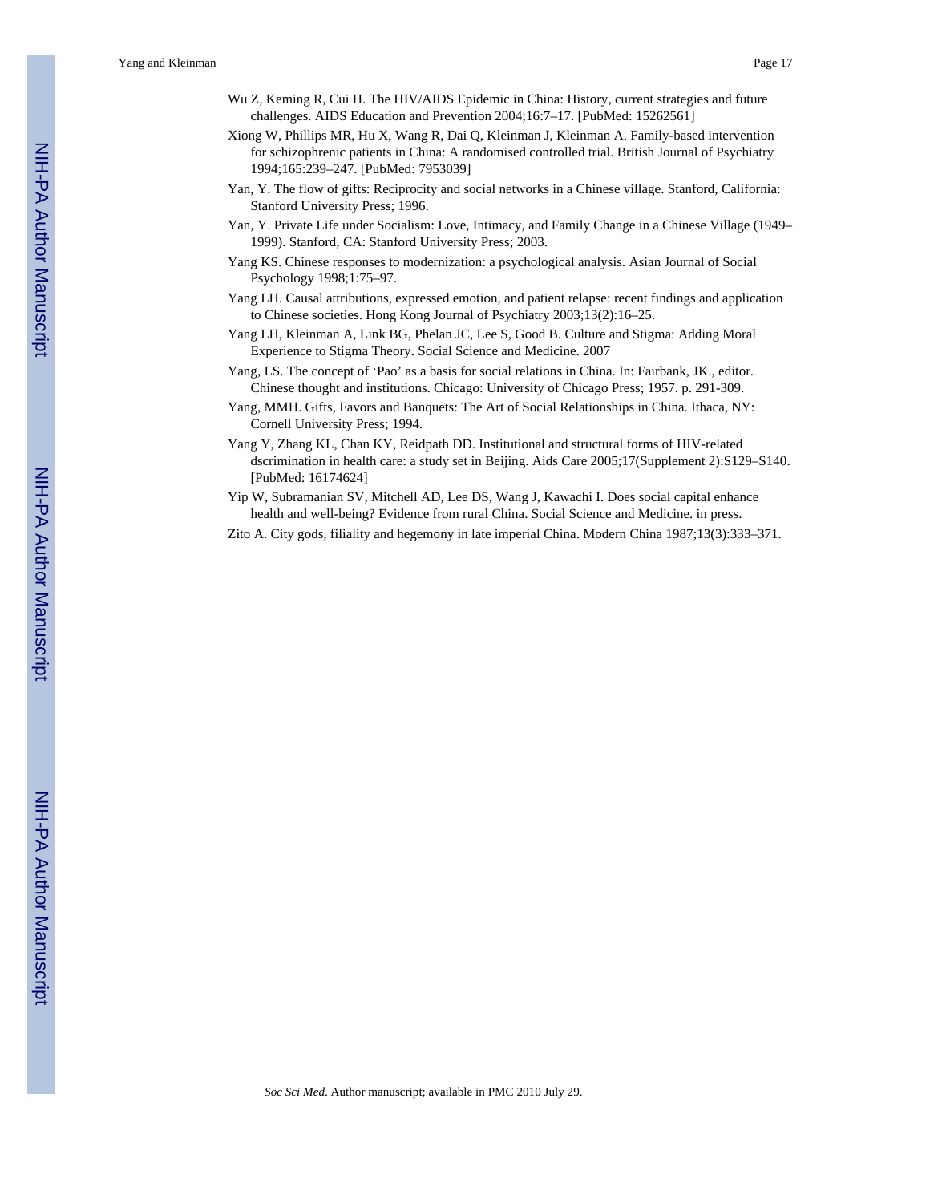Wu Z, Keming R, Cui H. The HIV/AIDS Epidemic in China: History, current strategies and future challenges. AIDS Education and Prevention 2004;16:7–17. [PubMed: 15262561]

Xiong W, Phillips MR, Hu X, Wang R, Dai Q, Kleinman J, Kleinman A. Family-based intervention for schizophrenic patients in China: A randomised controlled trial. British Journal of Psychiatry 1994;165:239–247. [PubMed: 7953039]

Yan, Y. The flow of gifts: Reciprocity and social networks in a Chinese village. Stanford, California: Stanford University Press; 1996.

Yan, Y. Private Life under Socialism: Love, Intimacy, and Family Change in a Chinese Village (1949–1999). Stanford, CA: Stanford University Press; 2003.

Yang KS. Chinese responses to modernization: a psychological analysis. Asian Journal of Social Psychology 1998;1:75–97.

Yang LH. Causal attributions, expressed emotion, and patient relapse: recent findings and application to Chinese societies. Hong Kong Journal of Psychiatry 2003;13(2):16–25.

Yang LH, Kleinman A, Link BG, Phelan JC, Lee S, Good B. Culture and Stigma: Adding Moral Experience to Stigma Theory. Social Science and Medicine. 2007

Yang, LS. The concept of 'Pao' as a basis for social relations in China. In: Fairbank, JK., editor. Chinese thought and institutions. Chicago: University of Chicago Press; 1957. p. 291-309.

Yang, MMH. Gifts, Favors and Banquets: The Art of Social Relationships in China. Ithaca, NY: Cornell University Press; 1994.

Yang Y, Zhang KL, Chan KY, Reidpath DD. Institutional and structural forms of HIV-related dscrimination in health care: a study set in Beijing. Aids Care 2005;17(Supplement 2):S129–S140. [PubMed: 16174624]

Yip W, Subramanian SV, Mitchell AD, Lee DS, Wang J, Kawachi I. Does social capital enhance health and well-being? Evidence from rural China. Social Science and Medicine. in press.

Zito A. City gods, filiality and hegemony in late imperial China. Modern China 1987;13(3):333–371.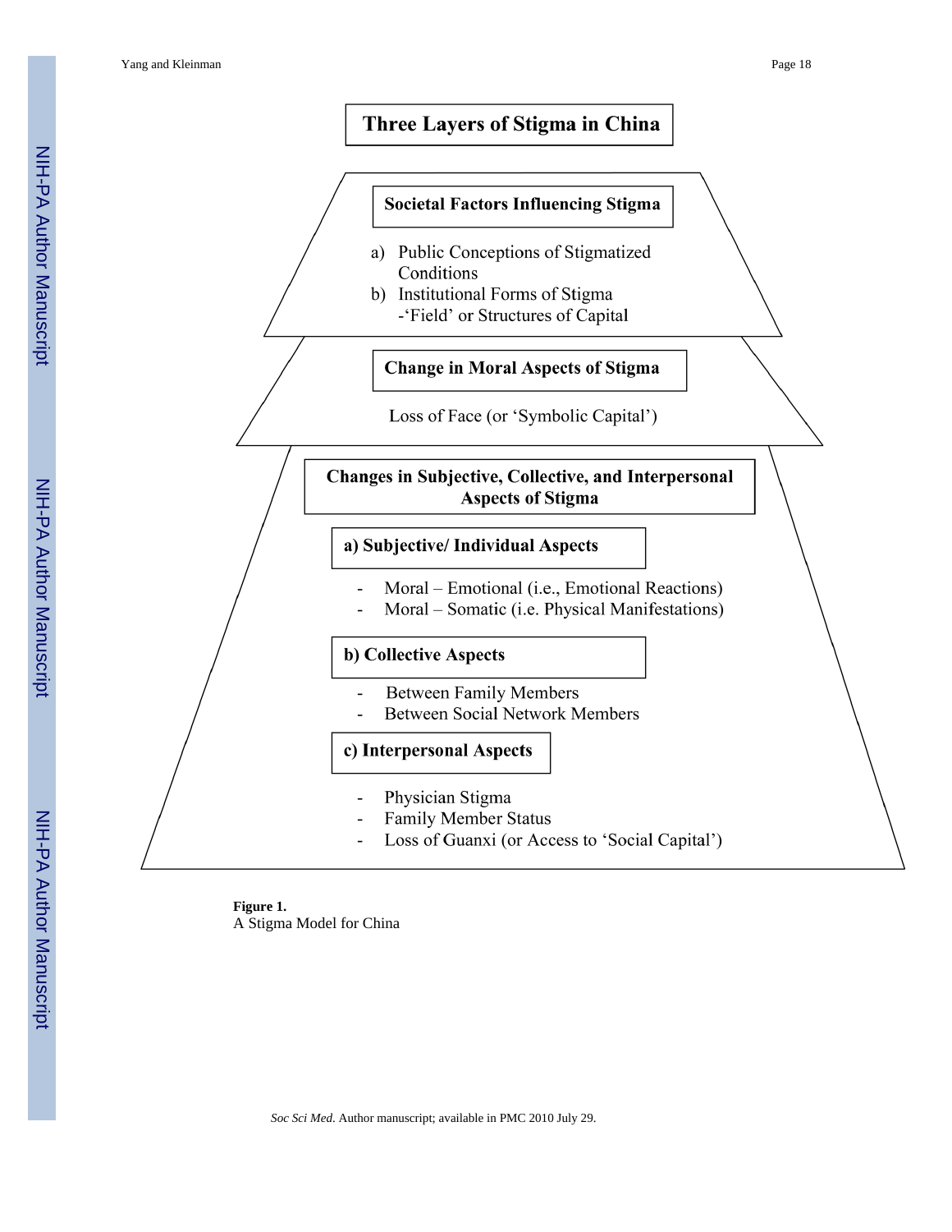Three Layers of Stigma in China

Societal Factors Influencing Stigma

a) Public Conceptions of Stigmatized Conditions
b) Institutional Forms of Stigma
-'Field' or Structures of Capital

Change in Moral Aspects of Stigma

Loss of Face (or 'Symbolic Capital')

Changes in Subjective, Collective, and Interpersonal Aspects of Stigma

a) Subjective/ Individual Aspects

- Moral – Emotional (i.e., Emotional Reactions)
- Moral – Somatic (i.e. Physical Manifestations)

b) Collective Aspects

- Between Family Members
- Between Social Network Members

c) Interpersonal Aspects

- Physician Stigma
- Family Member Status
- Loss of Guanxi (or Access to 'Social Capital')

**Figure 1.**
A Stigma Model for China